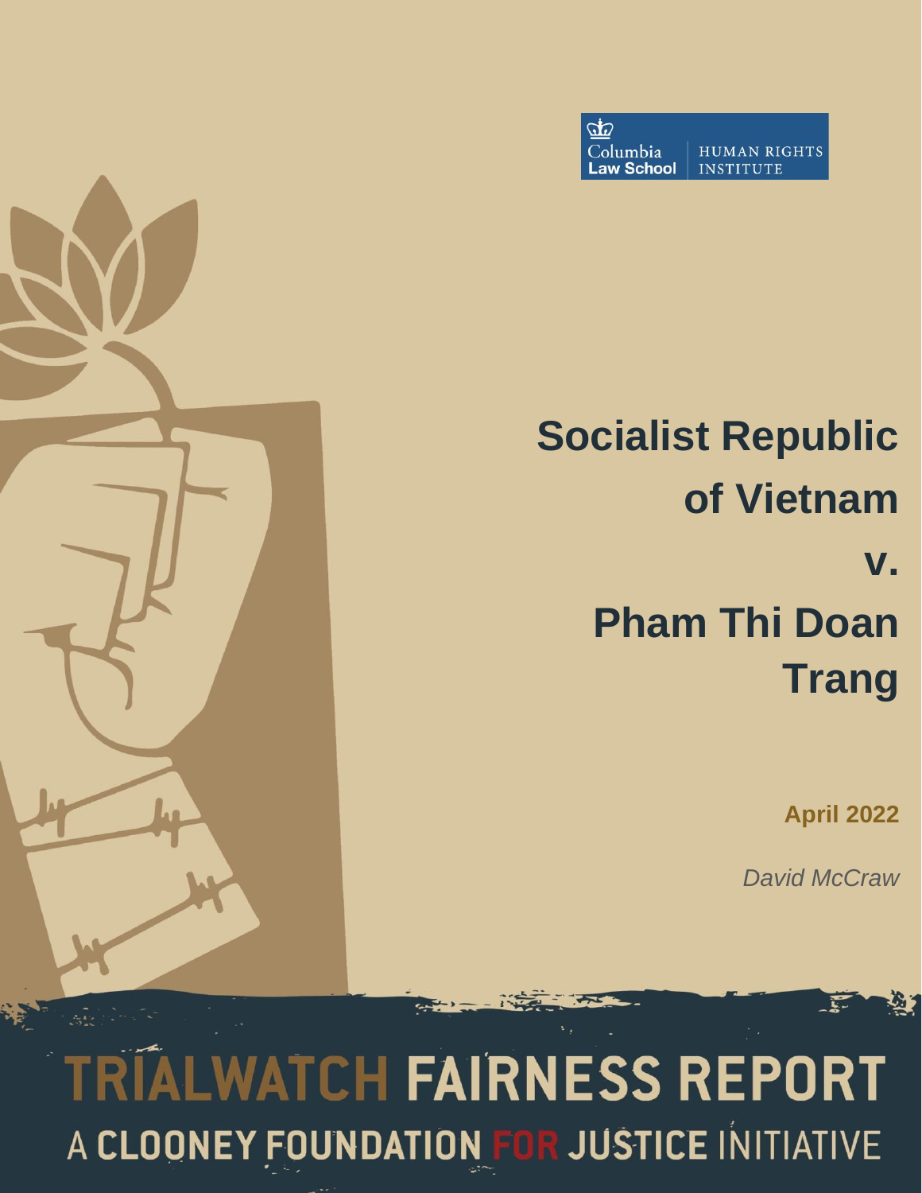Columbia Law School | HUMAN RIGHTS INSTITUTE

# Socialist Republic of Vietnam v. Pham Thi Doan Trang

**April 2022**

*David McCraw*

**TRIALWATCH FAIRNESS REPORT**

A CLOONEY FOUNDATION FOR JUSTICE INITIATIVE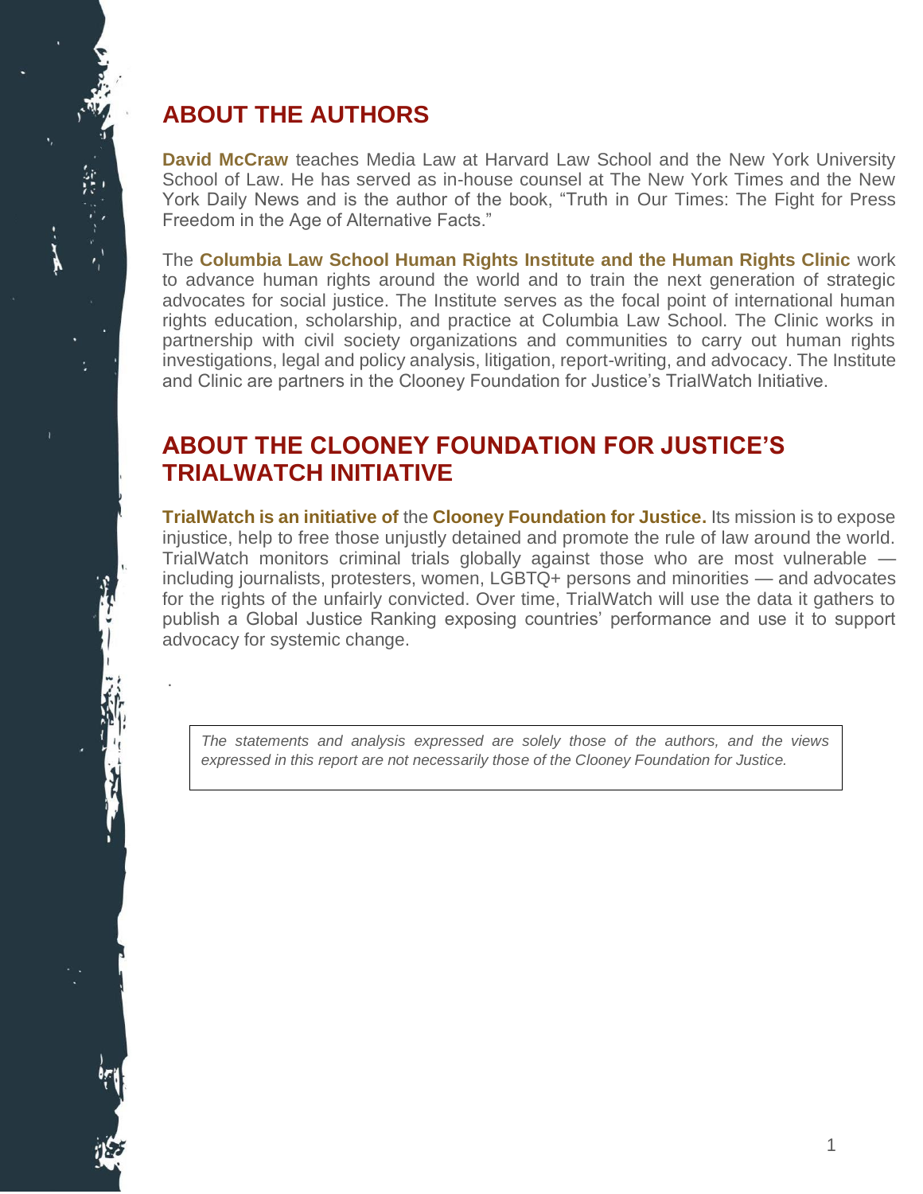## ABOUT THE AUTHORS

**David McCraw** teaches Media Law at Harvard Law School and the New York University School of Law. He has served as in-house counsel at The New York Times and the New York Daily News and is the author of the book, "Truth in Our Times: The Fight for Press Freedom in the Age of Alternative Facts."

The **Columbia Law School Human Rights Institute and the Human Rights Clinic** work to advance human rights around the world and to train the next generation of strategic advocates for social justice. The Institute serves as the focal point of international human rights education, scholarship, and practice at Columbia Law School. The Clinic works in partnership with civil society organizations and communities to carry out human rights investigations, legal and policy analysis, litigation, report-writing, and advocacy. The Institute and Clinic are partners in the Clooney Foundation for Justice's TrialWatch Initiative.

## ABOUT THE CLOONEY FOUNDATION FOR JUSTICE'S TRIALWATCH INITIATIVE

**TrialWatch is an initiative of** the **Clooney Foundation for Justice.** Its mission is to expose injustice, help to free those unjustly detained and promote the rule of law around the world. TrialWatch monitors criminal trials globally against those who are most vulnerable — including journalists, protesters, women, LGBTQ+ persons and minorities — and advocates for the rights of the unfairly convicted. Over time, TrialWatch will use the data it gathers to publish a Global Justice Ranking exposing countries' performance and use it to support advocacy for systemic change.

*The statements and analysis expressed are solely those of the authors, and the views expressed in this report are not necessarily those of the Clooney Foundation for Justice.*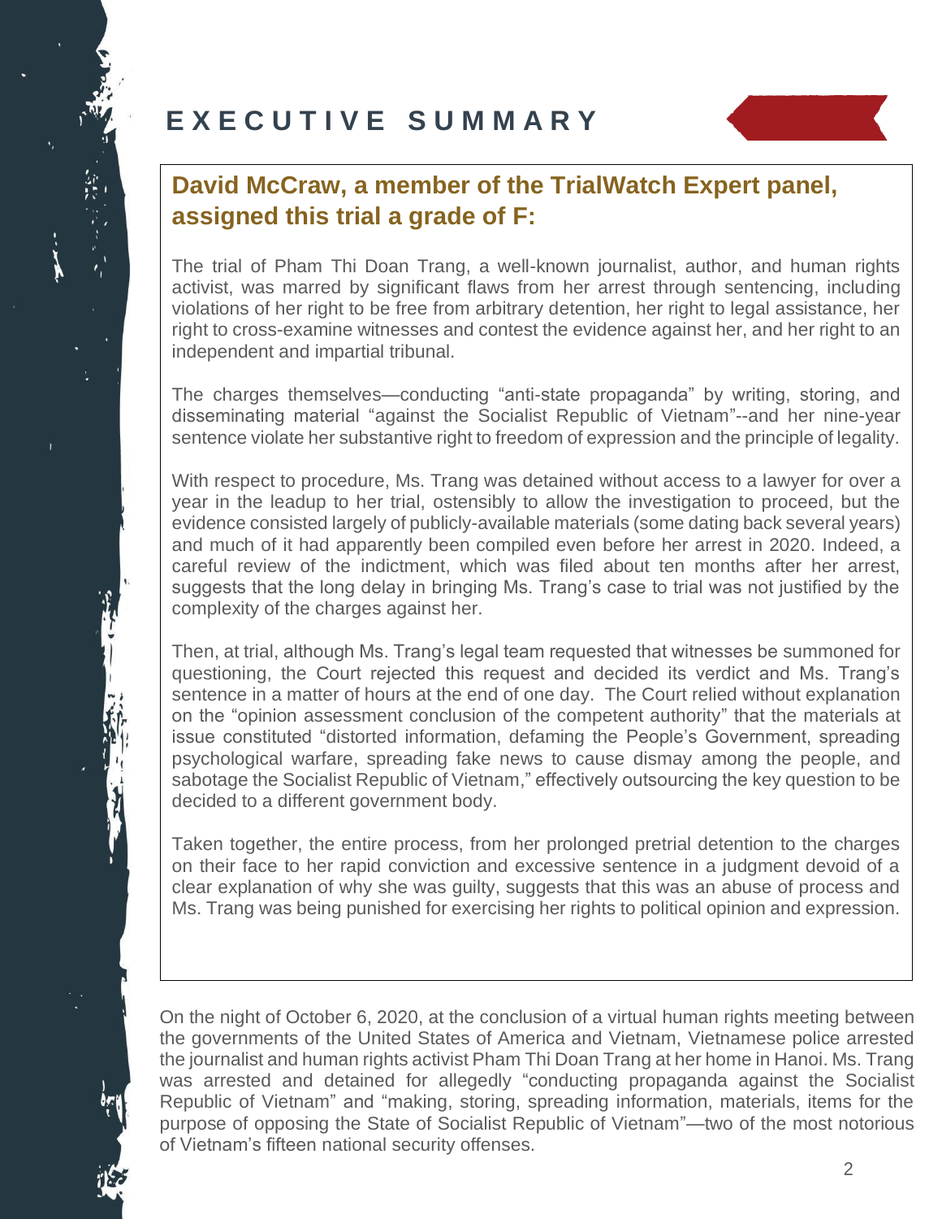# EXECUTIVE SUMMARY

## David McCraw, a member of the TrialWatch Expert panel, assigned this trial a grade of F:

The trial of Pham Thi Doan Trang, a well-known journalist, author, and human rights activist, was marred by significant flaws from her arrest through sentencing, including violations of her right to be free from arbitrary detention, her right to legal assistance, her right to cross-examine witnesses and contest the evidence against her, and her right to an independent and impartial tribunal.

The charges themselves—conducting "anti-state propaganda" by writing, storing, and disseminating material "against the Socialist Republic of Vietnam"--and her nine-year sentence violate her substantive right to freedom of expression and the principle of legality.

With respect to procedure, Ms. Trang was detained without access to a lawyer for over a year in the leadup to her trial, ostensibly to allow the investigation to proceed, but the evidence consisted largely of publicly-available materials (some dating back several years) and much of it had apparently been compiled even before her arrest in 2020. Indeed, a careful review of the indictment, which was filed about ten months after her arrest, suggests that the long delay in bringing Ms. Trang's case to trial was not justified by the complexity of the charges against her.

Then, at trial, although Ms. Trang's legal team requested that witnesses be summoned for questioning, the Court rejected this request and decided its verdict and Ms. Trang's sentence in a matter of hours at the end of one day. The Court relied without explanation on the "opinion assessment conclusion of the competent authority" that the materials at issue constituted "distorted information, defaming the People's Government, spreading psychological warfare, spreading fake news to cause dismay among the people, and sabotage the Socialist Republic of Vietnam," effectively outsourcing the key question to be decided to a different government body.

Taken together, the entire process, from her prolonged pretrial detention to the charges on their face to her rapid conviction and excessive sentence in a judgment devoid of a clear explanation of why she was guilty, suggests that this was an abuse of process and Ms. Trang was being punished for exercising her rights to political opinion and expression.

On the night of October 6, 2020, at the conclusion of a virtual human rights meeting between the governments of the United States of America and Vietnam, Vietnamese police arrested the journalist and human rights activist Pham Thi Doan Trang at her home in Hanoi. Ms. Trang was arrested and detained for allegedly "conducting propaganda against the Socialist Republic of Vietnam" and "making, storing, spreading information, materials, items for the purpose of opposing the State of Socialist Republic of Vietnam"—two of the most notorious of Vietnam's fifteen national security offenses.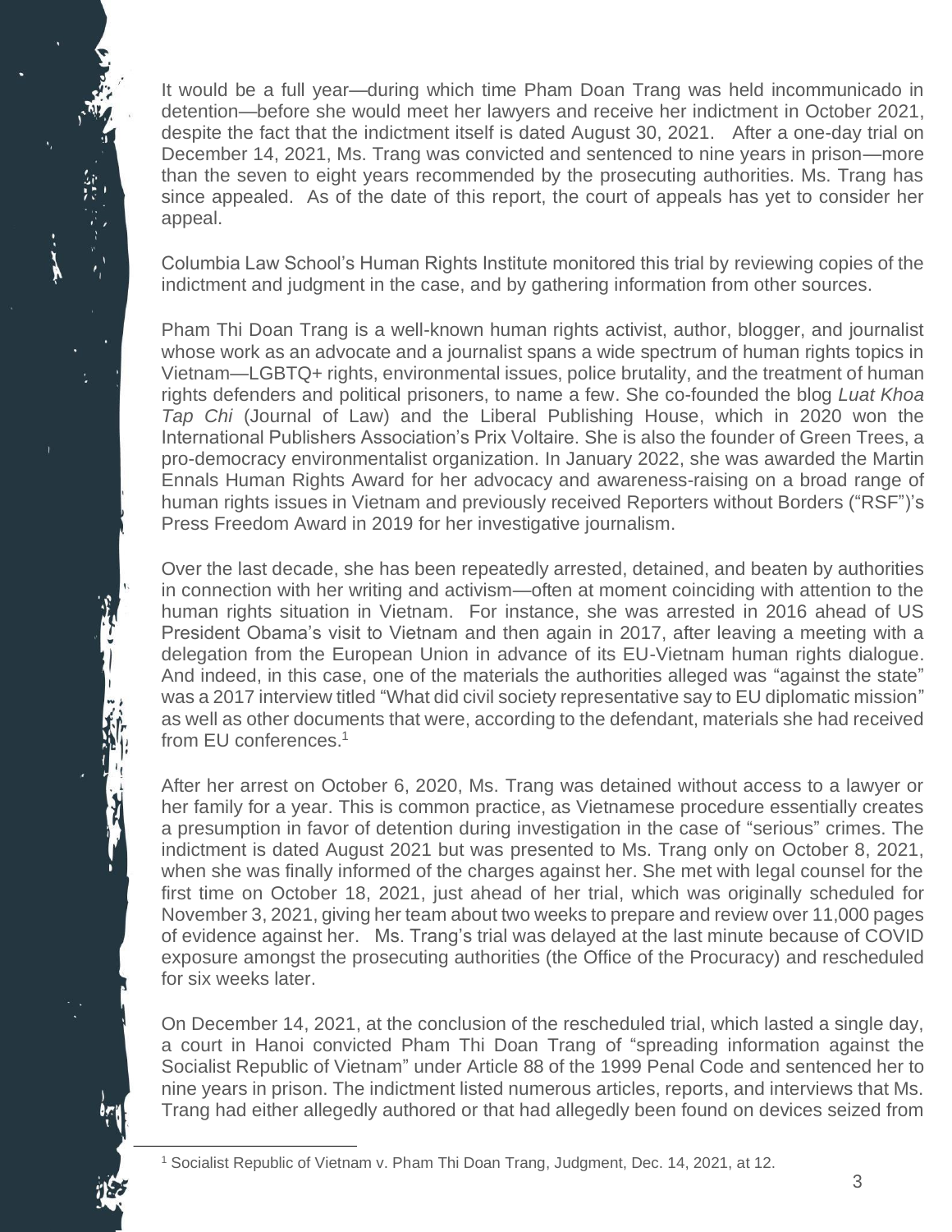It would be a full year—during which time Pham Doan Trang was held incommunicado in detention—before she would meet her lawyers and receive her indictment in October 2021, despite the fact that the indictment itself is dated August 30, 2021. After a one-day trial on December 14, 2021, Ms. Trang was convicted and sentenced to nine years in prison—more than the seven to eight years recommended by the prosecuting authorities. Ms. Trang has since appealed. As of the date of this report, the court of appeals has yet to consider her appeal.

Columbia Law School's Human Rights Institute monitored this trial by reviewing copies of the indictment and judgment in the case, and by gathering information from other sources.

Pham Thi Doan Trang is a well-known human rights activist, author, blogger, and journalist whose work as an advocate and a journalist spans a wide spectrum of human rights topics in Vietnam—LGBTQ+ rights, environmental issues, police brutality, and the treatment of human rights defenders and political prisoners, to name a few. She co-founded the blog *Luat Khoa Tap Chi* (Journal of Law) and the Liberal Publishing House, which in 2020 won the International Publishers Association's Prix Voltaire. She is also the founder of Green Trees, a pro-democracy environmentalist organization. In January 2022, she was awarded the Martin Ennals Human Rights Award for her advocacy and awareness-raising on a broad range of human rights issues in Vietnam and previously received Reporters without Borders ("RSF")'s Press Freedom Award in 2019 for her investigative journalism.

Over the last decade, she has been repeatedly arrested, detained, and beaten by authorities in connection with her writing and activism—often at moment coinciding with attention to the human rights situation in Vietnam. For instance, she was arrested in 2016 ahead of US President Obama's visit to Vietnam and then again in 2017, after leaving a meeting with a delegation from the European Union in advance of its EU-Vietnam human rights dialogue. And indeed, in this case, one of the materials the authorities alleged was "against the state" was a 2017 interview titled "What did civil society representative say to EU diplomatic mission" as well as other documents that were, according to the defendant, materials she had received from EU conferences.[1]

After her arrest on October 6, 2020, Ms. Trang was detained without access to a lawyer or her family for a year. This is common practice, as Vietnamese procedure essentially creates a presumption in favor of detention during investigation in the case of "serious" crimes. The indictment is dated August 2021 but was presented to Ms. Trang only on October 8, 2021, when she was finally informed of the charges against her. She met with legal counsel for the first time on October 18, 2021, just ahead of her trial, which was originally scheduled for November 3, 2021, giving her team about two weeks to prepare and review over 11,000 pages of evidence against her. Ms. Trang's trial was delayed at the last minute because of COVID exposure amongst the prosecuting authorities (the Office of the Procuracy) and rescheduled for six weeks later.

On December 14, 2021, at the conclusion of the rescheduled trial, which lasted a single day, a court in Hanoi convicted Pham Thi Doan Trang of "spreading information against the Socialist Republic of Vietnam" under Article 88 of the 1999 Penal Code and sentenced her to nine years in prison. The indictment listed numerous articles, reports, and interviews that Ms. Trang had either allegedly authored or that had allegedly been found on devices seized from

---

[1] Socialist Republic of Vietnam v. Pham Thi Doan Trang, Judgment, Dec. 14, 2021, at 12.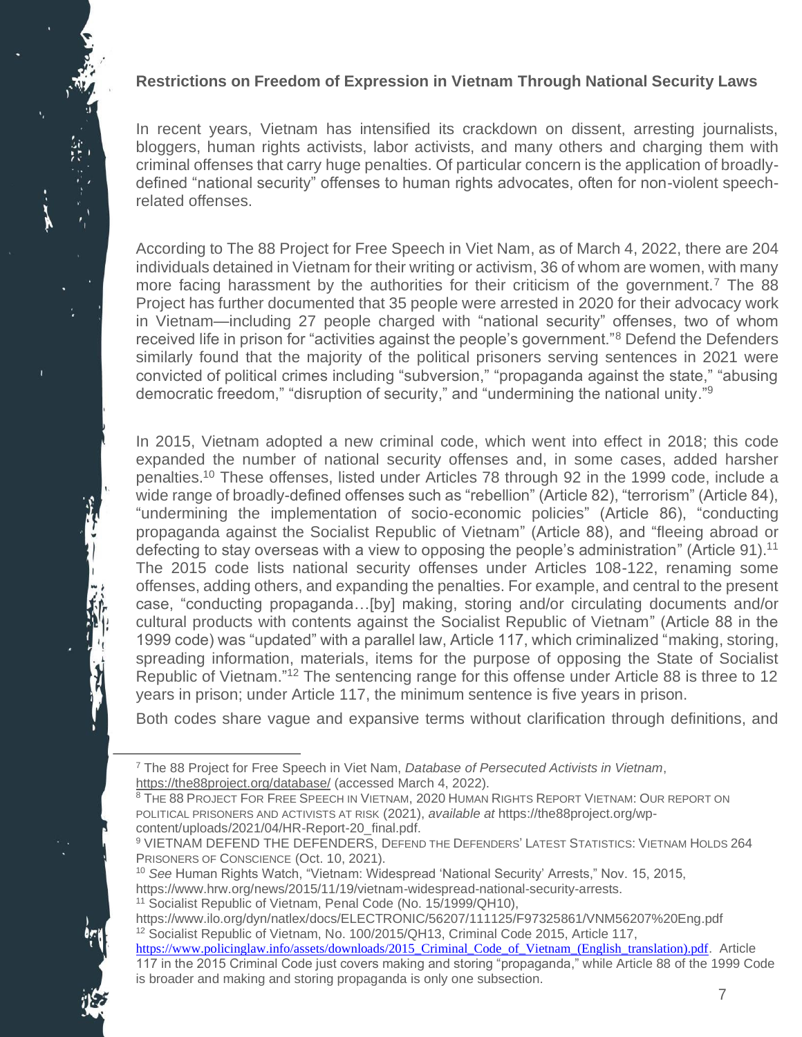**Restrictions on Freedom of Expression in Vietnam Through National Security Laws**

In recent years, Vietnam has intensified its crackdown on dissent, arresting journalists, bloggers, human rights activists, labor activists, and many others and charging them with criminal offenses that carry huge penalties. Of particular concern is the application of broadly-defined "national security" offenses to human rights advocates, often for non-violent speech-related offenses.

According to The 88 Project for Free Speech in Viet Nam, as of March 4, 2022, there are 204 individuals detained in Vietnam for their writing or activism, 36 of whom are women, with many more facing harassment by the authorities for their criticism of the government.[7] The 88 Project has further documented that 35 people were arrested in 2020 for their advocacy work in Vietnam—including 27 people charged with "national security" offenses, two of whom received life in prison for "activities against the people's government."[8] Defend the Defenders similarly found that the majority of the political prisoners serving sentences in 2021 were convicted of political crimes including "subversion," "propaganda against the state," "abusing democratic freedom," "disruption of security," and "undermining the national unity."[9]

In 2015, Vietnam adopted a new criminal code, which went into effect in 2018; this code expanded the number of national security offenses and, in some cases, added harsher penalties.[10] These offenses, listed under Articles 78 through 92 in the 1999 code, include a wide range of broadly-defined offenses such as "rebellion" (Article 82), "terrorism" (Article 84), "undermining the implementation of socio-economic policies" (Article 86), "conducting propaganda against the Socialist Republic of Vietnam" (Article 88), and "fleeing abroad or defecting to stay overseas with a view to opposing the people's administration" (Article 91).[11] The 2015 code lists national security offenses under Articles 108-122, renaming some offenses, adding others, and expanding the penalties. For example, and central to the present case, "conducting propaganda…[by] making, storing and/or circulating documents and/or cultural products with contents against the Socialist Republic of Vietnam" (Article 88 in the 1999 code) was "updated" with a parallel law, Article 117, which criminalized "making, storing, spreading information, materials, items for the purpose of opposing the State of Socialist Republic of Vietnam."[12] The sentencing range for this offense under Article 88 is three to 12 years in prison; under Article 117, the minimum sentence is five years in prison.

Both codes share vague and expansive terms without clarification through definitions, and

---

[7] The 88 Project for Free Speech in Viet Nam, *Database of Persecuted Activists in Vietnam*, https://the88project.org/database/ (accessed March 4, 2022).

[8] THE 88 PROJECT FOR FREE SPEECH IN VIETNAM, 2020 HUMAN RIGHTS REPORT VIETNAM: OUR REPORT ON POLITICAL PRISONERS AND ACTIVISTS AT RISK (2021), *available at* https://the88project.org/wp-content/uploads/2021/04/HR-Report-20_final.pdf.

[9] VIETNAM DEFEND THE DEFENDERS, DEFEND THE DEFENDERS' LATEST STATISTICS: VIETNAM HOLDS 264 PRISONERS OF CONSCIENCE (Oct. 10, 2021).

[10] *See* Human Rights Watch, "Vietnam: Widespread 'National Security' Arrests," Nov. 15, 2015, https://www.hrw.org/news/2015/11/19/vietnam-widespread-national-security-arrests.

[11] Socialist Republic of Vietnam, Penal Code (No. 15/1999/QH10), https://www.ilo.org/dyn/natlex/docs/ELECTRONIC/56207/111125/F97325861/VNM56207%20Eng.pdf

[12] Socialist Republic of Vietnam, No. 100/2015/QH13, Criminal Code 2015, Article 117, https://www.policinglaw.info/assets/downloads/2015_Criminal_Code_of_Vietnam_(English_translation).pdf. Article 117 in the 2015 Criminal Code just covers making and storing "propaganda," while Article 88 of the 1999 Code is broader and making and storing propaganda is only one subsection.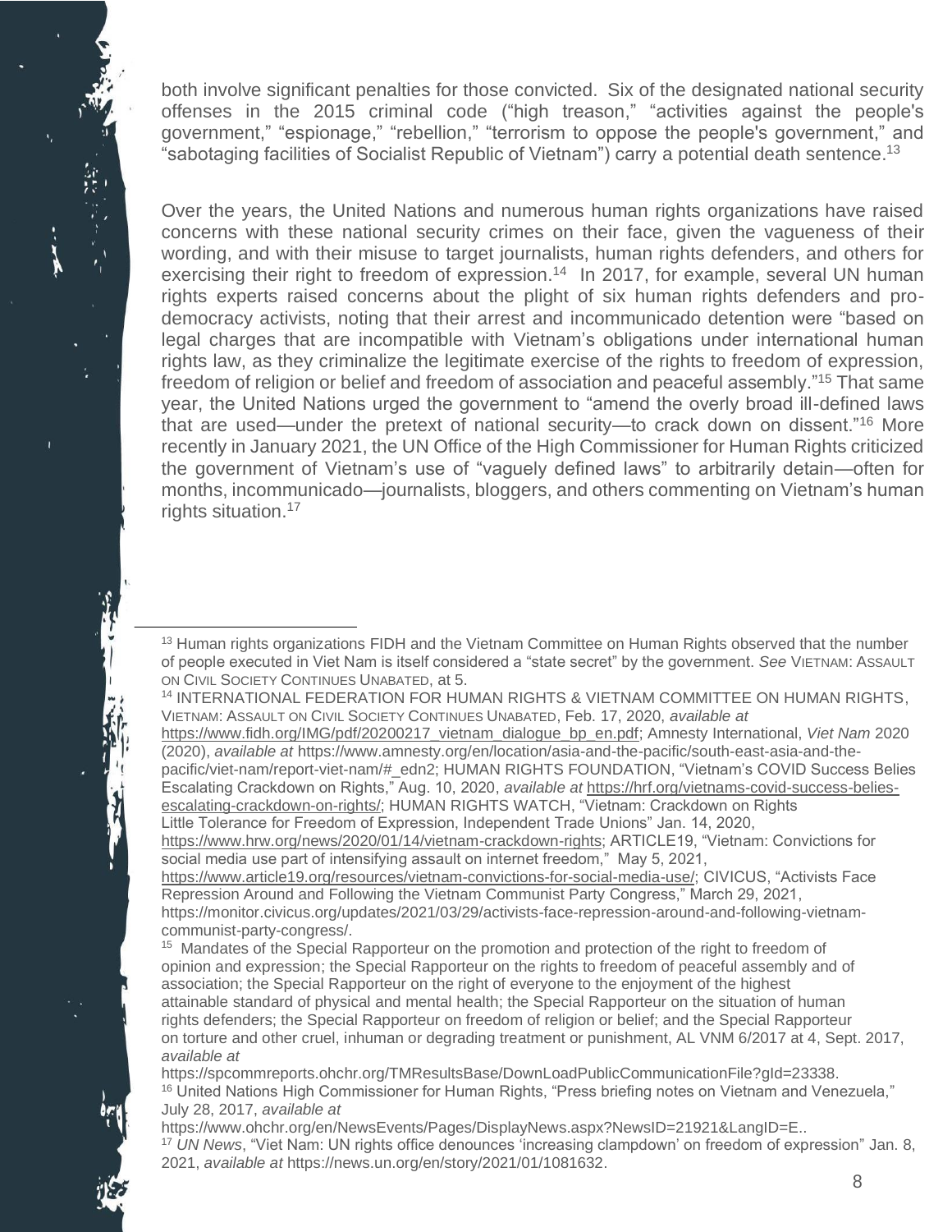both involve significant penalties for those convicted. Six of the designated national security offenses in the 2015 criminal code ("high treason," "activities against the people's government," "espionage," "rebellion," "terrorism to oppose the people's government," and "sabotaging facilities of Socialist Republic of Vietnam") carry a potential death sentence.[13]

Over the years, the United Nations and numerous human rights organizations have raised concerns with these national security crimes on their face, given the vagueness of their wording, and with their misuse to target journalists, human rights defenders, and others for exercising their right to freedom of expression.[14] In 2017, for example, several UN human rights experts raised concerns about the plight of six human rights defenders and pro-democracy activists, noting that their arrest and incommunicado detention were "based on legal charges that are incompatible with Vietnam's obligations under international human rights law, as they criminalize the legitimate exercise of the rights to freedom of expression, freedom of religion or belief and freedom of association and peaceful assembly."[15] That same year, the United Nations urged the government to "amend the overly broad ill-defined laws that are used—under the pretext of national security—to crack down on dissent."[16] More recently in January 2021, the UN Office of the High Commissioner for Human Rights criticized the government of Vietnam's use of "vaguely defined laws" to arbitrarily detain—often for months, incommunicado—journalists, bloggers, and others commenting on Vietnam's human rights situation.[17]

---

[13] Human rights organizations FIDH and the Vietnam Committee on Human Rights observed that the number of people executed in Viet Nam is itself considered a "state secret" by the government. *See* VIETNAM: ASSAULT ON CIVIL SOCIETY CONTINUES UNABATED, at 5.

[14] INTERNATIONAL FEDERATION FOR HUMAN RIGHTS & VIETNAM COMMITTEE ON HUMAN RIGHTS, VIETNAM: ASSAULT ON CIVIL SOCIETY CONTINUES UNABATED, Feb. 17, 2020, *available at* https://www.fidh.org/IMG/pdf/20200217_vietnam_dialogue_bp_en.pdf; Amnesty International, *Viet Nam* 2020 (2020), *available at* https://www.amnesty.org/en/location/asia-and-the-pacific/south-east-asia-and-the-pacific/viet-nam/report-viet-nam/#_edn2; HUMAN RIGHTS FOUNDATION, "Vietnam's COVID Success Belies Escalating Crackdown on Rights," Aug. 10, 2020, *available at* https://hrf.org/vietnams-covid-success-belies-escalating-crackdown-on-rights/; HUMAN RIGHTS WATCH, "Vietnam: Crackdown on Rights Little Tolerance for Freedom of Expression, Independent Trade Unions" Jan. 14, 2020, https://www.hrw.org/news/2020/01/14/vietnam-crackdown-rights; ARTICLE19, "Vietnam: Convictions for social media use part of intensifying assault on internet freedom," May 5, 2021, https://www.article19.org/resources/vietnam-convictions-for-social-media-use/; CIVICUS, "Activists Face Repression Around and Following the Vietnam Communist Party Congress," March 29, 2021, https://monitor.civicus.org/updates/2021/03/29/activists-face-repression-around-and-following-vietnam-communist-party-congress/.

[15] Mandates of the Special Rapporteur on the promotion and protection of the right to freedom of opinion and expression; the Special Rapporteur on the rights to freedom of peaceful assembly and of association; the Special Rapporteur on the right of everyone to the enjoyment of the highest attainable standard of physical and mental health; the Special Rapporteur on the situation of human rights defenders; the Special Rapporteur on freedom of religion or belief; and the Special Rapporteur on torture and other cruel, inhuman or degrading treatment or punishment, AL VNM 6/2017 at 4, Sept. 2017, *available at* https://spcommreports.ohchr.org/TMResultsBase/DownLoadPublicCommunicationFile?gId=23338.

[16] United Nations High Commissioner for Human Rights, "Press briefing notes on Vietnam and Venezuela," July 28, 2017, *available at* https://www.ohchr.org/en/NewsEvents/Pages/DisplayNews.aspx?NewsID=21922&LangID=E..

[17] *UN News*, "Viet Nam: UN rights office denounces 'increasing clampdown' on freedom of expression" Jan. 8, 2021, *available at* https://news.un.org/en/story/2021/01/1081632.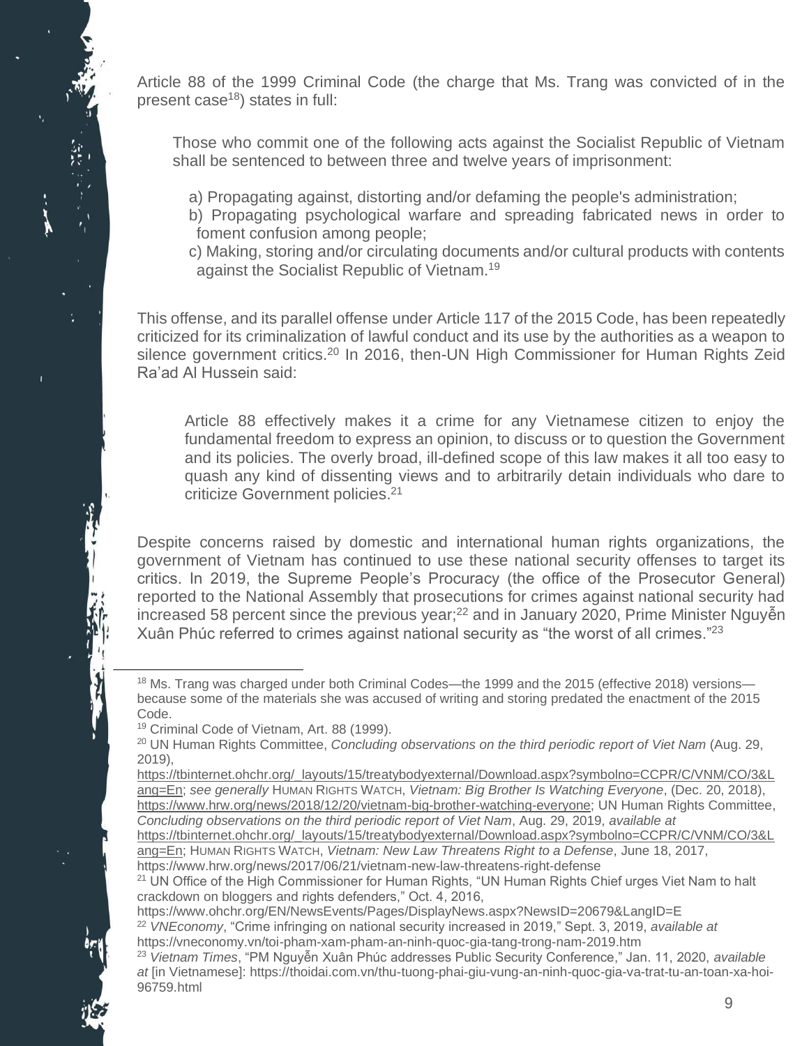Article 88 of the 1999 Criminal Code (the charge that Ms. Trang was convicted of in the present case[18]) states in full:

> Those who commit one of the following acts against the Socialist Republic of Vietnam shall be sentenced to between three and twelve years of imprisonment:
>
> a) Propagating against, distorting and/or defaming the people's administration;
> b) Propagating psychological warfare and spreading fabricated news in order to foment confusion among people;
> c) Making, storing and/or circulating documents and/or cultural products with contents against the Socialist Republic of Vietnam.[19]

This offense, and its parallel offense under Article 117 of the 2015 Code, has been repeatedly criticized for its criminalization of lawful conduct and its use by the authorities as a weapon to silence government critics.[20] In 2016, then-UN High Commissioner for Human Rights Zeid Ra'ad Al Hussein said:

> Article 88 effectively makes it a crime for any Vietnamese citizen to enjoy the fundamental freedom to express an opinion, to discuss or to question the Government and its policies. The overly broad, ill-defined scope of this law makes it all too easy to quash any kind of dissenting views and to arbitrarily detain individuals who dare to criticize Government policies.[21]

Despite concerns raised by domestic and international human rights organizations, the government of Vietnam has continued to use these national security offenses to target its critics. In 2019, the Supreme People's Procuracy (the office of the Prosecutor General) reported to the National Assembly that prosecutions for crimes against national security had increased 58 percent since the previous year;[22] and in January 2020, Prime Minister Nguyễn Xuân Phúc referred to crimes against national security as "the worst of all crimes."[23]

---

[18] Ms. Trang was charged under both Criminal Codes—the 1999 and the 2015 (effective 2018) versions—because some of the materials she was accused of writing and storing predated the enactment of the 2015 Code.

[19] Criminal Code of Vietnam, Art. 88 (1999).

[20] UN Human Rights Committee, *Concluding observations on the third periodic report of Viet Nam* (Aug. 29, 2019), https://tbinternet.ohchr.org/_layouts/15/treatybodyexternal/Download.aspx?symbolno=CCPR/C/VNM/CO/3&Lang=En; *see generally* HUMAN RIGHTS WATCH, *Vietnam: Big Brother Is Watching Everyone*, (Dec. 20, 2018), https://www.hrw.org/news/2018/12/20/vietnam-big-brother-watching-everyone; UN Human Rights Committee, *Concluding observations on the third periodic report of Viet Nam*, Aug. 29, 2019, *available at* https://tbinternet.ohchr.org/_layouts/15/treatybodyexternal/Download.aspx?symbolno=CCPR/C/VNM/CO/3&Lang=En; HUMAN RIGHTS WATCH, *Vietnam: New Law Threatens Right to a Defense*, June 18, 2017, https://www.hrw.org/news/2017/06/21/vietnam-new-law-threatens-right-defense

[21] UN Office of the High Commissioner for Human Rights, "UN Human Rights Chief urges Viet Nam to halt crackdown on bloggers and rights defenders," Oct. 4, 2016, https://www.ohchr.org/EN/NewsEvents/Pages/DisplayNews.aspx?NewsID=20679&LangID=E

[22] *VNEconomy*, "Crime infringing on national security increased in 2019," Sept. 3, 2019, *available at* https://vneconomy.vn/toi-pham-xam-pham-an-ninh-quoc-gia-tang-trong-nam-2019.htm

[23] *Vietnam Times*, "PM Nguyễn Xuân Phúc addresses Public Security Conference," Jan. 11, 2020, *available at* [in Vietnamese]: https://thoidai.com.vn/thu-tuong-phai-giu-vung-an-ninh-quoc-gia-va-trat-tu-an-toan-xa-hoi-96759.html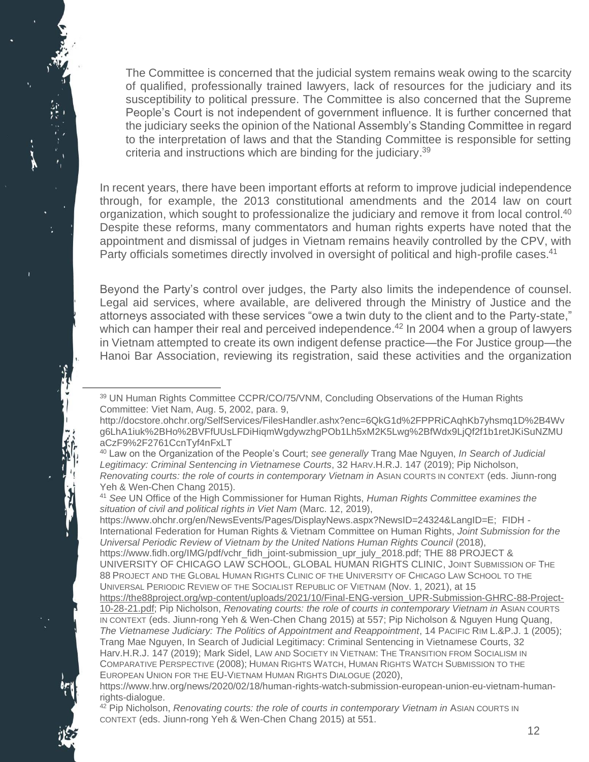> The Committee is concerned that the judicial system remains weak owing to the scarcity of qualified, professionally trained lawyers, lack of resources for the judiciary and its susceptibility to political pressure. The Committee is also concerned that the Supreme People's Court is not independent of government influence. It is further concerned that the judiciary seeks the opinion of the National Assembly's Standing Committee in regard to the interpretation of laws and that the Standing Committee is responsible for setting criteria and instructions which are binding for the judiciary.[39]

In recent years, there have been important efforts at reform to improve judicial independence through, for example, the 2013 constitutional amendments and the 2014 law on court organization, which sought to professionalize the judiciary and remove it from local control.[40] Despite these reforms, many commentators and human rights experts have noted that the appointment and dismissal of judges in Vietnam remains heavily controlled by the CPV, with Party officials sometimes directly involved in oversight of political and high-profile cases.[41]

Beyond the Party's control over judges, the Party also limits the independence of counsel. Legal aid services, where available, are delivered through the Ministry of Justice and the attorneys associated with these services "owe a twin duty to the client and to the Party-state," which can hamper their real and perceived independence.[42] In 2004 when a group of lawyers in Vietnam attempted to create its own indigent defense practice—the For Justice group—the Hanoi Bar Association, reviewing its registration, said these activities and the organization

---

[39] UN Human Rights Committee CCPR/CO/75/VNM, Concluding Observations of the Human Rights Committee: Viet Nam, Aug. 5, 2002, para. 9, http://docstore.ohchr.org/SelfServices/FilesHandler.ashx?enc=6QkG1d%2FPPRiCAqhKb7yhsmq1D%2B4Wvg6LhA1iuk%2BHo%2BVFfUUsLFDiHiqmWgdywzhgPOb1Lh5xM2K5Lwg%2BfWdx9LjQf2f1b1retJKiSuNZMUaCzF9%2F2761CcnTyf4nFxLT

[40] Law on the Organization of the People's Court; *see generally* Trang Mae Nguyen, *In Search of Judicial Legitimacy: Criminal Sentencing in Vietnamese Courts*, 32 HARV.H.R.J. 147 (2019); Pip Nicholson, *Renovating courts: the role of courts in contemporary Vietnam in* ASIAN COURTS IN CONTEXT (eds. Jiunn-rong Yeh & Wen-Chen Chang 2015).

[41] *See* UN Office of the High Commissioner for Human Rights, *Human Rights Committee examines the situation of civil and political rights in Viet Nam* (Marc. 12, 2019), https://www.ohchr.org/en/NewsEvents/Pages/DisplayNews.aspx?NewsID=24324&LangID=E; FIDH - International Federation for Human Rights & Vietnam Committee on Human Rights, *Joint Submission for the Universal Periodic Review of Vietnam by the United Nations Human Rights Council* (2018), https://www.fidh.org/IMG/pdf/vchr_fidh_joint-submission_upr_july_2018.pdf; THE 88 PROJECT & UNIVERSITY OF CHICAGO LAW SCHOOL, GLOBAL HUMAN RIGHTS CLINIC, JOINT SUBMISSION OF THE 88 PROJECT AND THE GLOBAL HUMAN RIGHTS CLINIC OF THE UNIVERSITY OF CHICAGO LAW SCHOOL TO THE UNIVERSAL PERIODIC REVIEW OF THE SOCIALIST REPUBLIC OF VIETNAM (Nov. 1, 2021), at 15 https://the88project.org/wp-content/uploads/2021/10/Final-ENG-version_UPR-Submission-GHRC-88-Project-10-28-21.pdf; Pip Nicholson, *Renovating courts: the role of courts in contemporary Vietnam in* ASIAN COURTS IN CONTEXT (eds. Jiunn-rong Yeh & Wen-Chen Chang 2015) at 557; Pip Nicholson & Nguyen Hung Quang, *The Vietnamese Judiciary: The Politics of Appointment and Reappointment*, 14 PACIFIC RIM L.&P.J. 1 (2005); Trang Mae Nguyen, In Search of Judicial Legitimacy: Criminal Sentencing in Vietnamese Courts, 32 Harv.H.R.J. 147 (2019); Mark Sidel, LAW AND SOCIETY IN VIETNAM: THE TRANSITION FROM SOCIALISM IN COMPARATIVE PERSPECTIVE (2008); HUMAN RIGHTS WATCH, HUMAN RIGHTS WATCH SUBMISSION TO THE EUROPEAN UNION FOR THE EU-VIETNAM HUMAN RIGHTS DIALOGUE (2020), https://www.hrw.org/news/2020/02/18/human-rights-watch-submission-european-union-eu-vietnam-human-rights-dialogue.

[42] Pip Nicholson, *Renovating courts: the role of courts in contemporary Vietnam in* ASIAN COURTS IN CONTEXT (eds. Jiunn-rong Yeh & Wen-Chen Chang 2015) at 551.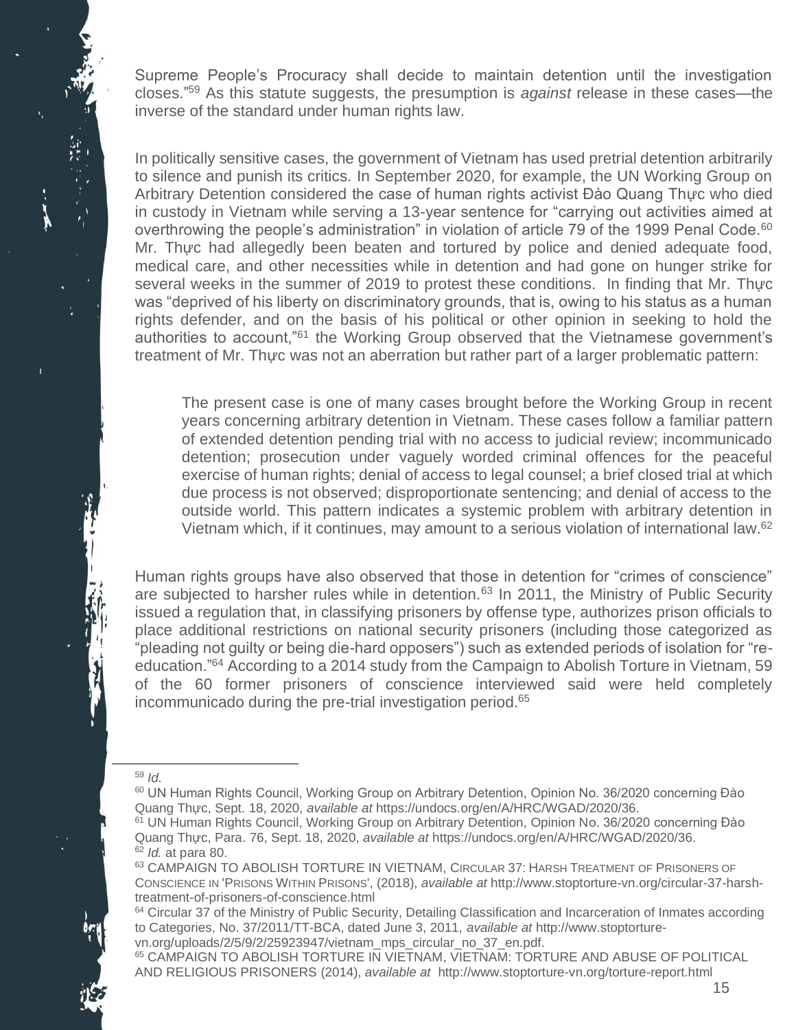Supreme People's Procuracy shall decide to maintain detention until the investigation closes."[59] As this statute suggests, the presumption is *against* release in these cases—the inverse of the standard under human rights law.

In politically sensitive cases, the government of Vietnam has used pretrial detention arbitrarily to silence and punish its critics. In September 2020, for example, the UN Working Group on Arbitrary Detention considered the case of human rights activist Đào Quang Thực who died in custody in Vietnam while serving a 13-year sentence for "carrying out activities aimed at overthrowing the people's administration" in violation of article 79 of the 1999 Penal Code.[60] Mr. Thực had allegedly been beaten and tortured by police and denied adequate food, medical care, and other necessities while in detention and had gone on hunger strike for several weeks in the summer of 2019 to protest these conditions. In finding that Mr. Thực was "deprived of his liberty on discriminatory grounds, that is, owing to his status as a human rights defender, and on the basis of his political or other opinion in seeking to hold the authorities to account,"[61] the Working Group observed that the Vietnamese government's treatment of Mr. Thực was not an aberration but rather part of a larger problematic pattern:

> The present case is one of many cases brought before the Working Group in recent years concerning arbitrary detention in Vietnam. These cases follow a familiar pattern of extended detention pending trial with no access to judicial review; incommunicado detention; prosecution under vaguely worded criminal offences for the peaceful exercise of human rights; denial of access to legal counsel; a brief closed trial at which due process is not observed; disproportionate sentencing; and denial of access to the outside world. This pattern indicates a systemic problem with arbitrary detention in Vietnam which, if it continues, may amount to a serious violation of international law.[62]

Human rights groups have also observed that those in detention for "crimes of conscience" are subjected to harsher rules while in detention.[63] In 2011, the Ministry of Public Security issued a regulation that, in classifying prisoners by offense type, authorizes prison officials to place additional restrictions on national security prisoners (including those categorized as "pleading not guilty or being die-hard opposers") such as extended periods of isolation for "re-education."[64] According to a 2014 study from the Campaign to Abolish Torture in Vietnam, 59 of the 60 former prisoners of conscience interviewed said were held completely incommunicado during the pre-trial investigation period.[65]

---

[59] *Id*.

[60] UN Human Rights Council, Working Group on Arbitrary Detention, Opinion No. 36/2020 concerning Đào Quang Thực, Sept. 18, 2020, *available at* https://undocs.org/en/A/HRC/WGAD/2020/36.

[61] UN Human Rights Council, Working Group on Arbitrary Detention, Opinion No. 36/2020 concerning Đào Quang Thực, Para. 76, Sept. 18, 2020, *available at* https://undocs.org/en/A/HRC/WGAD/2020/36.

[62] *Id.* at para 80.

[63] CAMPAIGN TO ABOLISH TORTURE IN VIETNAM, CIRCULAR 37: HARSH TREATMENT OF PRISONERS OF CONSCIENCE IN 'PRISONS WITHIN PRISONS', (2018), *available at* http://www.stoptorture-vn.org/circular-37-harsh-treatment-of-prisoners-of-conscience.html

[64] Circular 37 of the Ministry of Public Security, Detailing Classification and Incarceration of Inmates according to Categories, No. 37/2011/TT-BCA, dated June 3, 2011, *available at* http://www.stoptorture-vn.org/uploads/2/5/9/2/25923947/vietnam_mps_circular_no_37_en.pdf.

[65] CAMPAIGN TO ABOLISH TORTURE IN VIETNAM, VIETNAM: TORTURE AND ABUSE OF POLITICAL AND RELIGIOUS PRISONERS (2014), *available at* http://www.stoptorture-vn.org/torture-report.html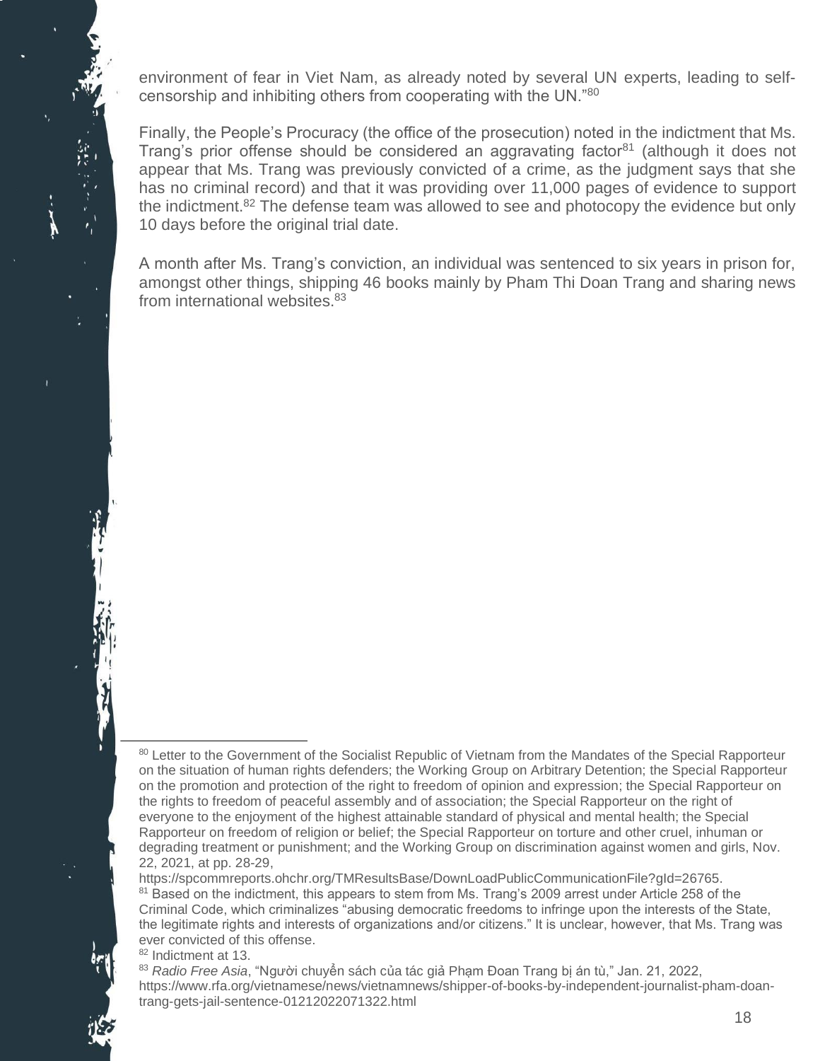environment of fear in Viet Nam, as already noted by several UN experts, leading to self-censorship and inhibiting others from cooperating with the UN."[80]

Finally, the People's Procuracy (the office of the prosecution) noted in the indictment that Ms. Trang's prior offense should be considered an aggravating factor[81] (although it does not appear that Ms. Trang was previously convicted of a crime, as the judgment says that she has no criminal record) and that it was providing over 11,000 pages of evidence to support the indictment.[82] The defense team was allowed to see and photocopy the evidence but only 10 days before the original trial date.

A month after Ms. Trang's conviction, an individual was sentenced to six years in prison for, amongst other things, shipping 46 books mainly by Pham Thi Doan Trang and sharing news from international websites.[83]

---

[80] Letter to the Government of the Socialist Republic of Vietnam from the Mandates of the Special Rapporteur on the situation of human rights defenders; the Working Group on Arbitrary Detention; the Special Rapporteur on the promotion and protection of the right to freedom of opinion and expression; the Special Rapporteur on the rights to freedom of peaceful assembly and of association; the Special Rapporteur on the right of everyone to the enjoyment of the highest attainable standard of physical and mental health; the Special Rapporteur on freedom of religion or belief; the Special Rapporteur on torture and other cruel, inhuman or degrading treatment or punishment; and the Working Group on discrimination against women and girls, Nov. 22, 2021, at pp. 28-29, https://spcommreports.ohchr.org/TMResultsBase/DownLoadPublicCommunicationFile?gId=26765.

[81] Based on the indictment, this appears to stem from Ms. Trang's 2009 arrest under Article 258 of the Criminal Code, which criminalizes "abusing democratic freedoms to infringe upon the interests of the State, the legitimate rights and interests of organizations and/or citizens." It is unclear, however, that Ms. Trang was ever convicted of this offense.

[82] Indictment at 13.

[83] *Radio Free Asia*, "Người chuyển sách của tác giả Phạm Đoan Trang bị án tù," Jan. 21, 2022, https://www.rfa.org/vietnamese/news/vietnamnews/shipper-of-books-by-independent-journalist-pham-doan-trang-gets-jail-sentence-01212022071322.html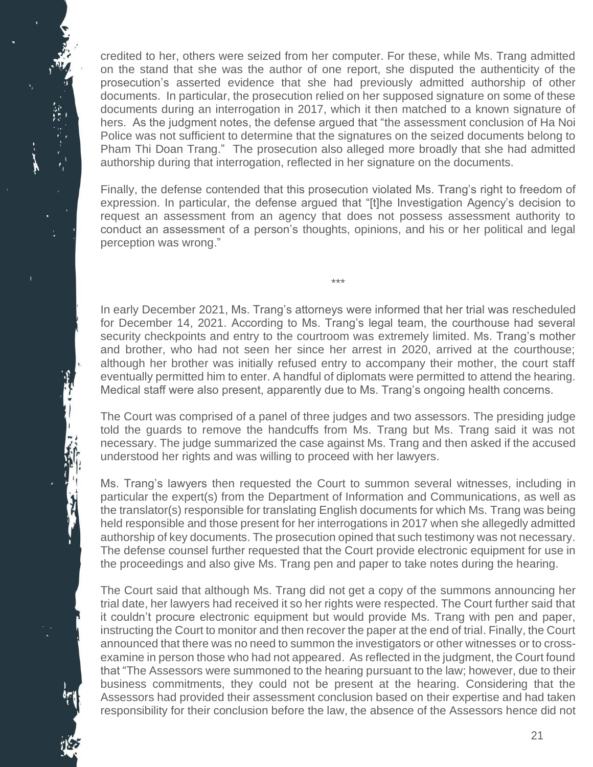credited to her, others were seized from her computer. For these, while Ms. Trang admitted on the stand that she was the author of one report, she disputed the authenticity of the prosecution's asserted evidence that she had previously admitted authorship of other documents. In particular, the prosecution relied on her supposed signature on some of these documents during an interrogation in 2017, which it then matched to a known signature of hers. As the judgment notes, the defense argued that "the assessment conclusion of Ha Noi Police was not sufficient to determine that the signatures on the seized documents belong to Pham Thi Doan Trang." The prosecution also alleged more broadly that she had admitted authorship during that interrogation, reflected in her signature on the documents.

Finally, the defense contended that this prosecution violated Ms. Trang's right to freedom of expression. In particular, the defense argued that "[t]he Investigation Agency's decision to request an assessment from an agency that does not possess assessment authority to conduct an assessment of a person's thoughts, opinions, and his or her political and legal perception was wrong."

***

In early December 2021, Ms. Trang's attorneys were informed that her trial was rescheduled for December 14, 2021. According to Ms. Trang's legal team, the courthouse had several security checkpoints and entry to the courtroom was extremely limited. Ms. Trang's mother and brother, who had not seen her since her arrest in 2020, arrived at the courthouse; although her brother was initially refused entry to accompany their mother, the court staff eventually permitted him to enter. A handful of diplomats were permitted to attend the hearing. Medical staff were also present, apparently due to Ms. Trang's ongoing health concerns.

The Court was comprised of a panel of three judges and two assessors. The presiding judge told the guards to remove the handcuffs from Ms. Trang but Ms. Trang said it was not necessary. The judge summarized the case against Ms. Trang and then asked if the accused understood her rights and was willing to proceed with her lawyers.

Ms. Trang's lawyers then requested the Court to summon several witnesses, including in particular the expert(s) from the Department of Information and Communications, as well as the translator(s) responsible for translating English documents for which Ms. Trang was being held responsible and those present for her interrogations in 2017 when she allegedly admitted authorship of key documents. The prosecution opined that such testimony was not necessary. The defense counsel further requested that the Court provide electronic equipment for use in the proceedings and also give Ms. Trang pen and paper to take notes during the hearing.

The Court said that although Ms. Trang did not get a copy of the summons announcing her trial date, her lawyers had received it so her rights were respected. The Court further said that it couldn't procure electronic equipment but would provide Ms. Trang with pen and paper, instructing the Court to monitor and then recover the paper at the end of trial. Finally, the Court announced that there was no need to summon the investigators or other witnesses or to cross-examine in person those who had not appeared. As reflected in the judgment, the Court found that "The Assessors were summoned to the hearing pursuant to the law; however, due to their business commitments, they could not be present at the hearing. Considering that the Assessors had provided their assessment conclusion based on their expertise and had taken responsibility for their conclusion before the law, the absence of the Assessors hence did not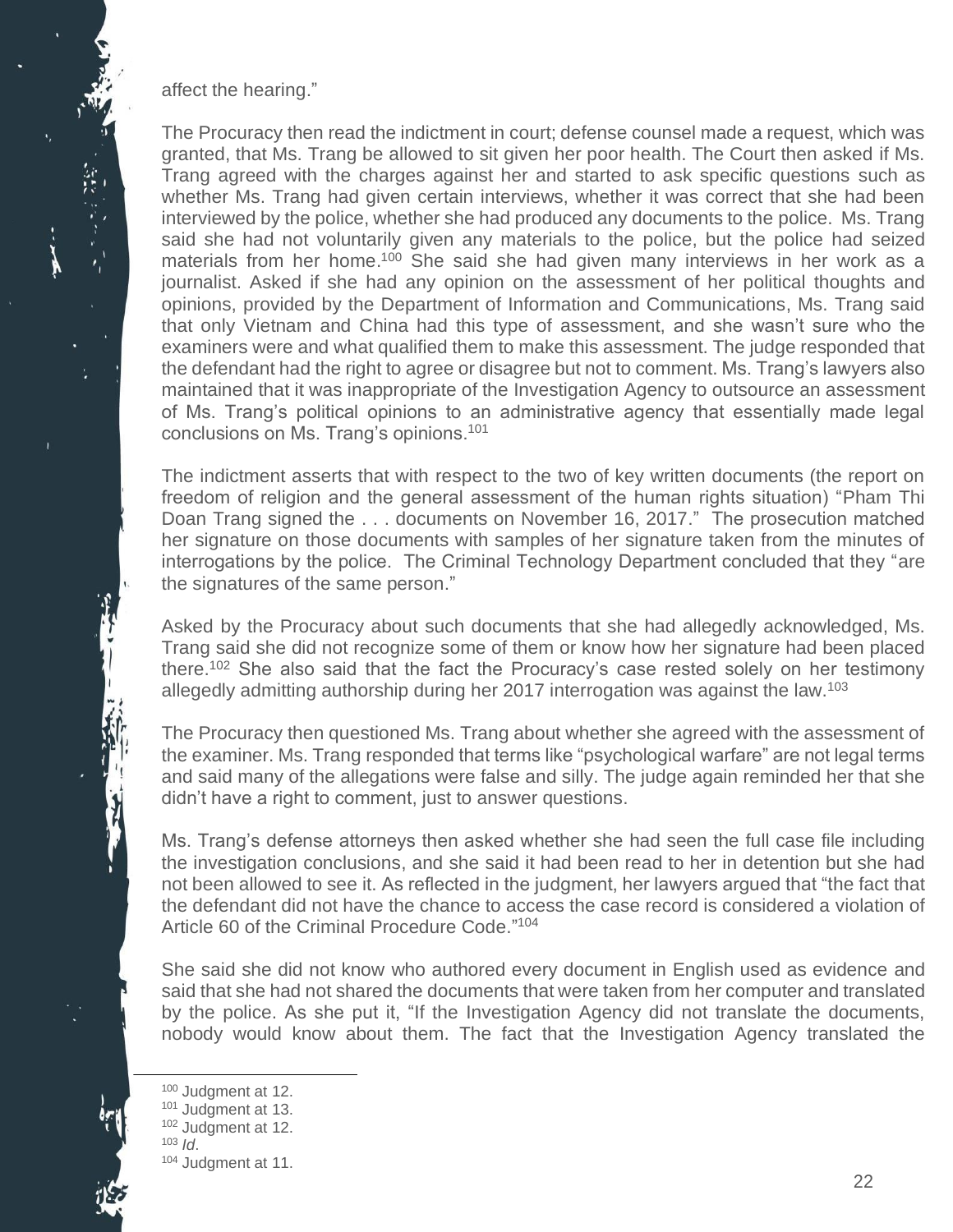affect the hearing."

The Procuracy then read the indictment in court; defense counsel made a request, which was granted, that Ms. Trang be allowed to sit given her poor health. The Court then asked if Ms. Trang agreed with the charges against her and started to ask specific questions such as whether Ms. Trang had given certain interviews, whether it was correct that she had been interviewed by the police, whether she had produced any documents to the police. Ms. Trang said she had not voluntarily given any materials to the police, but the police had seized materials from her home.[100] She said she had given many interviews in her work as a journalist. Asked if she had any opinion on the assessment of her political thoughts and opinions, provided by the Department of Information and Communications, Ms. Trang said that only Vietnam and China had this type of assessment, and she wasn't sure who the examiners were and what qualified them to make this assessment. The judge responded that the defendant had the right to agree or disagree but not to comment. Ms. Trang's lawyers also maintained that it was inappropriate of the Investigation Agency to outsource an assessment of Ms. Trang's political opinions to an administrative agency that essentially made legal conclusions on Ms. Trang's opinions.[101]

The indictment asserts that with respect to the two of key written documents (the report on freedom of religion and the general assessment of the human rights situation) "Pham Thi Doan Trang signed the . . . documents on November 16, 2017." The prosecution matched her signature on those documents with samples of her signature taken from the minutes of interrogations by the police. The Criminal Technology Department concluded that they "are the signatures of the same person."

Asked by the Procuracy about such documents that she had allegedly acknowledged, Ms. Trang said she did not recognize some of them or know how her signature had been placed there.[102] She also said that the fact the Procuracy's case rested solely on her testimony allegedly admitting authorship during her 2017 interrogation was against the law.[103]

The Procuracy then questioned Ms. Trang about whether she agreed with the assessment of the examiner. Ms. Trang responded that terms like "psychological warfare" are not legal terms and said many of the allegations were false and silly. The judge again reminded her that she didn't have a right to comment, just to answer questions.

Ms. Trang's defense attorneys then asked whether she had seen the full case file including the investigation conclusions, and she said it had been read to her in detention but she had not been allowed to see it. As reflected in the judgment, her lawyers argued that "the fact that the defendant did not have the chance to access the case record is considered a violation of Article 60 of the Criminal Procedure Code."[104]

She said she did not know who authored every document in English used as evidence and said that she had not shared the documents that were taken from her computer and translated by the police. As she put it, "If the Investigation Agency did not translate the documents, nobody would know about them. The fact that the Investigation Agency translated the

---

[100] Judgment at 12.
[101] Judgment at 13.
[102] Judgment at 12.
[103] *Id*.
[104] Judgment at 11.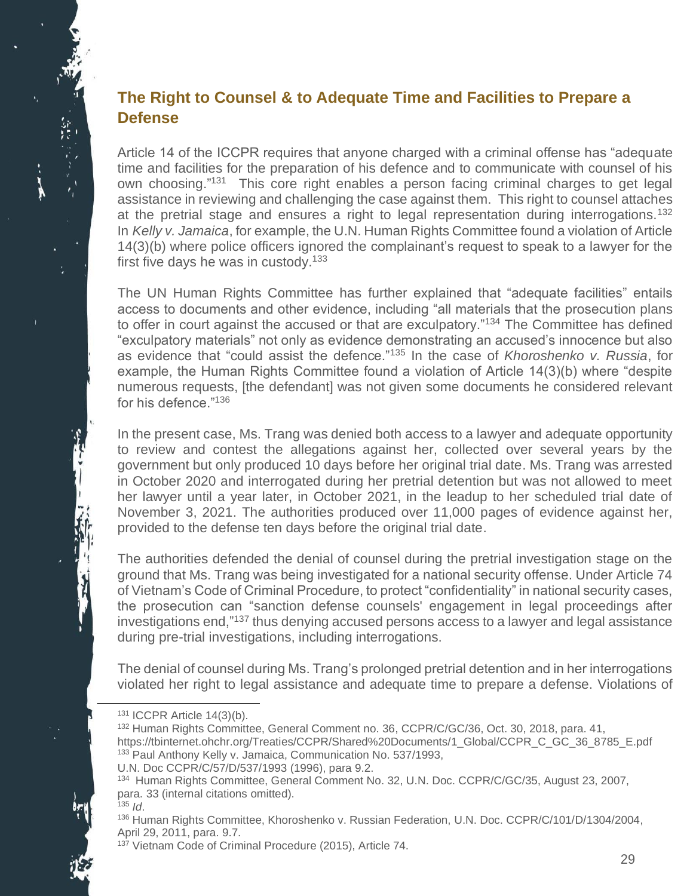## The Right to Counsel & to Adequate Time and Facilities to Prepare a Defense

Article 14 of the ICCPR requires that anyone charged with a criminal offense has "adequate time and facilities for the preparation of his defence and to communicate with counsel of his own choosing."[131] This core right enables a person facing criminal charges to get legal assistance in reviewing and challenging the case against them. This right to counsel attaches at the pretrial stage and ensures a right to legal representation during interrogations.[132] In *Kelly v. Jamaica*, for example, the U.N. Human Rights Committee found a violation of Article 14(3)(b) where police officers ignored the complainant's request to speak to a lawyer for the first five days he was in custody.[133]

The UN Human Rights Committee has further explained that "adequate facilities" entails access to documents and other evidence, including "all materials that the prosecution plans to offer in court against the accused or that are exculpatory."[134] The Committee has defined "exculpatory materials" not only as evidence demonstrating an accused's innocence but also as evidence that "could assist the defence."[135] In the case of *Khoroshenko v. Russia*, for example, the Human Rights Committee found a violation of Article 14(3)(b) where "despite numerous requests, [the defendant] was not given some documents he considered relevant for his defence."[136]

In the present case, Ms. Trang was denied both access to a lawyer and adequate opportunity to review and contest the allegations against her, collected over several years by the government but only produced 10 days before her original trial date. Ms. Trang was arrested in October 2020 and interrogated during her pretrial detention but was not allowed to meet her lawyer until a year later, in October 2021, in the leadup to her scheduled trial date of November 3, 2021. The authorities produced over 11,000 pages of evidence against her, provided to the defense ten days before the original trial date.

The authorities defended the denial of counsel during the pretrial investigation stage on the ground that Ms. Trang was being investigated for a national security offense. Under Article 74 of Vietnam's Code of Criminal Procedure, to protect "confidentiality" in national security cases, the prosecution can "sanction defense counsels' engagement in legal proceedings after investigations end,"[137] thus denying accused persons access to a lawyer and legal assistance during pre-trial investigations, including interrogations.

The denial of counsel during Ms. Trang's prolonged pretrial detention and in her interrogations violated her right to legal assistance and adequate time to prepare a defense. Violations of

---

[131] ICCPR Article 14(3)(b).

[132] Human Rights Committee, General Comment no. 36, CCPR/C/GC/36, Oct. 30, 2018, para. 41, https://tbinternet.ohchr.org/Treaties/CCPR/Shared%20Documents/1_Global/CCPR_C_GC_36_8785_E.pdf

[133] Paul Anthony Kelly v. Jamaica, Communication No. 537/1993, U.N. Doc CCPR/C/57/D/537/1993 (1996), para 9.2.

[134] Human Rights Committee, General Comment No. 32, U.N. Doc. CCPR/C/GC/35, August 23, 2007, para. 33 (internal citations omitted).

[135] *Id*.

[136] Human Rights Committee, Khoroshenko v. Russian Federation, U.N. Doc. CCPR/C/101/D/1304/2004, April 29, 2011, para. 9.7.

[137] Vietnam Code of Criminal Procedure (2015), Article 74.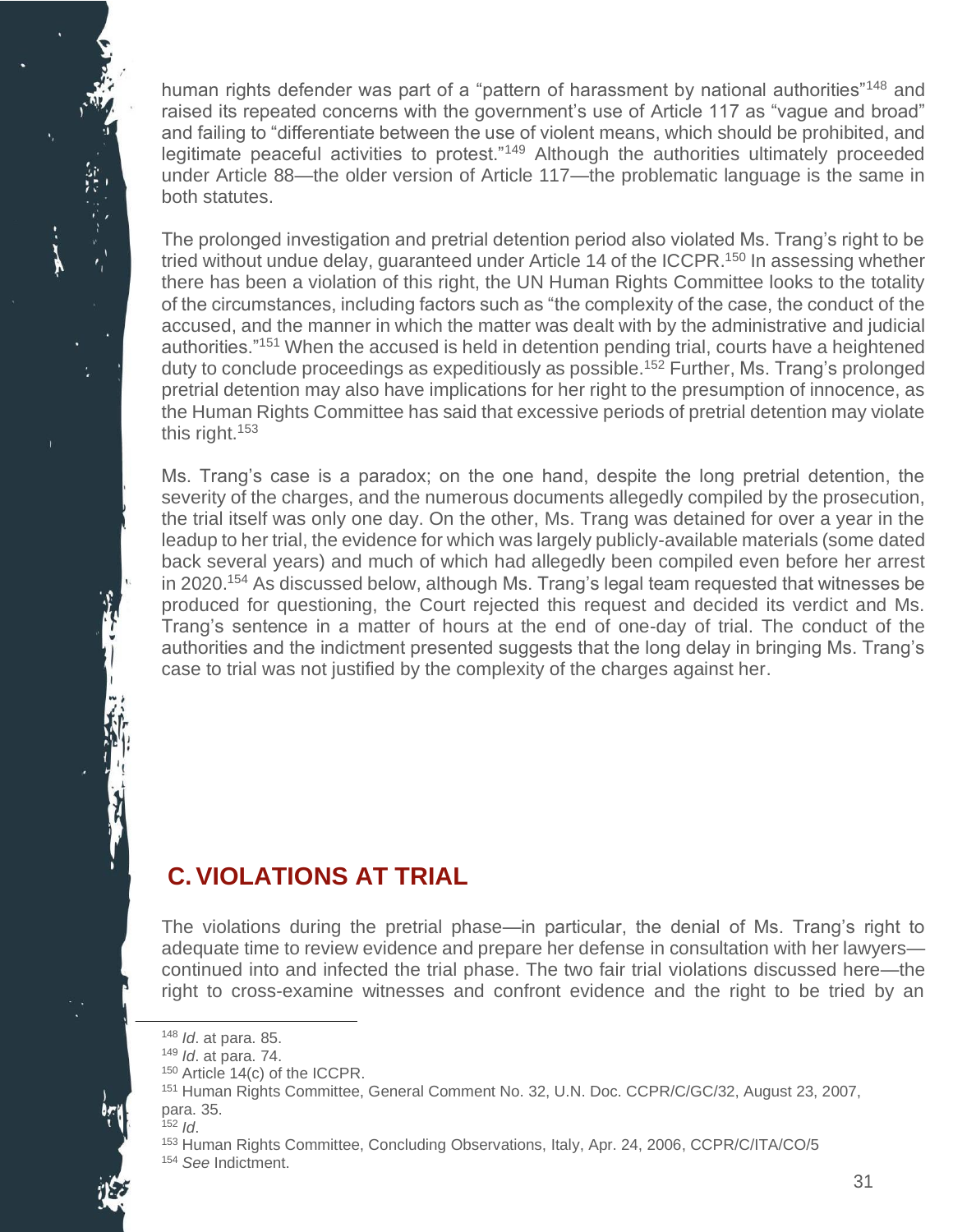human rights defender was part of a "pattern of harassment by national authorities"[148] and raised its repeated concerns with the government's use of Article 117 as "vague and broad" and failing to "differentiate between the use of violent means, which should be prohibited, and legitimate peaceful activities to protest."[149] Although the authorities ultimately proceeded under Article 88—the older version of Article 117—the problematic language is the same in both statutes.

The prolonged investigation and pretrial detention period also violated Ms. Trang's right to be tried without undue delay, guaranteed under Article 14 of the ICCPR.[150] In assessing whether there has been a violation of this right, the UN Human Rights Committee looks to the totality of the circumstances, including factors such as "the complexity of the case, the conduct of the accused, and the manner in which the matter was dealt with by the administrative and judicial authorities."[151] When the accused is held in detention pending trial, courts have a heightened duty to conclude proceedings as expeditiously as possible.[152] Further, Ms. Trang's prolonged pretrial detention may also have implications for her right to the presumption of innocence, as the Human Rights Committee has said that excessive periods of pretrial detention may violate this right.[153]

Ms. Trang's case is a paradox; on the one hand, despite the long pretrial detention, the severity of the charges, and the numerous documents allegedly compiled by the prosecution, the trial itself was only one day. On the other, Ms. Trang was detained for over a year in the leadup to her trial, the evidence for which was largely publicly-available materials (some dated back several years) and much of which had allegedly been compiled even before her arrest in 2020.[154] As discussed below, although Ms. Trang's legal team requested that witnesses be produced for questioning, the Court rejected this request and decided its verdict and Ms. Trang's sentence in a matter of hours at the end of one-day of trial. The conduct of the authorities and the indictment presented suggests that the long delay in bringing Ms. Trang's case to trial was not justified by the complexity of the charges against her.

## C. VIOLATIONS AT TRIAL

The violations during the pretrial phase—in particular, the denial of Ms. Trang's right to adequate time to review evidence and prepare her defense in consultation with her lawyers—continued into and infected the trial phase. The two fair trial violations discussed here—the right to cross-examine witnesses and confront evidence and the right to be tried by an

---

[148] *Id*. at para. 85.

[149] *Id*. at para. 74.

[150] Article 14(c) of the ICCPR.

[151] Human Rights Committee, General Comment No. 32, U.N. Doc. CCPR/C/GC/32, August 23, 2007, para. 35.

[152] *Id*.

[153] Human Rights Committee, Concluding Observations, Italy, Apr. 24, 2006, CCPR/C/ITA/CO/5

[154] *See* Indictment.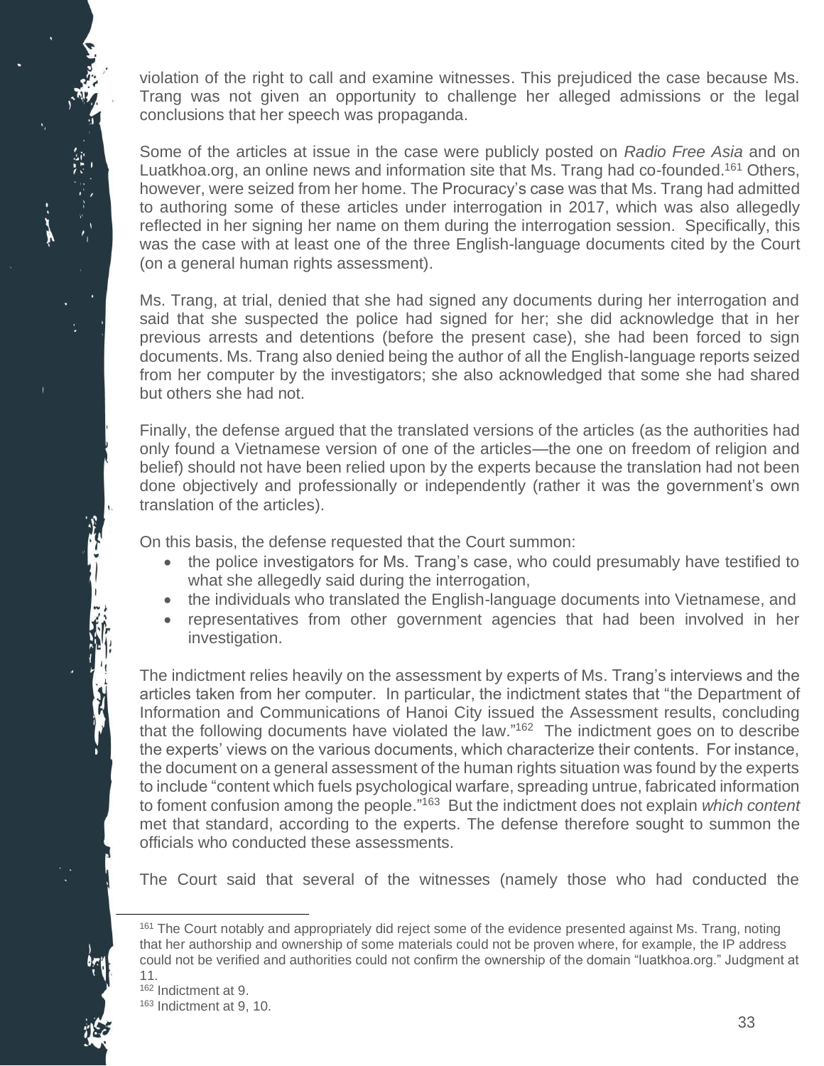violation of the right to call and examine witnesses. This prejudiced the case because Ms. Trang was not given an opportunity to challenge her alleged admissions or the legal conclusions that her speech was propaganda.

Some of the articles at issue in the case were publicly posted on *Radio Free Asia* and on Luatkhoa.org, an online news and information site that Ms. Trang had co-founded.[161] Others, however, were seized from her home. The Procuracy's case was that Ms. Trang had admitted to authoring some of these articles under interrogation in 2017, which was also allegedly reflected in her signing her name on them during the interrogation session. Specifically, this was the case with at least one of the three English-language documents cited by the Court (on a general human rights assessment).

Ms. Trang, at trial, denied that she had signed any documents during her interrogation and said that she suspected the police had signed for her; she did acknowledge that in her previous arrests and detentions (before the present case), she had been forced to sign documents. Ms. Trang also denied being the author of all the English-language reports seized from her computer by the investigators; she also acknowledged that some she had shared but others she had not.

Finally, the defense argued that the translated versions of the articles (as the authorities had only found a Vietnamese version of one of the articles—the one on freedom of religion and belief) should not have been relied upon by the experts because the translation had not been done objectively and professionally or independently (rather it was the government's own translation of the articles).

On this basis, the defense requested that the Court summon:

- the police investigators for Ms. Trang's case, who could presumably have testified to what she allegedly said during the interrogation,
- the individuals who translated the English-language documents into Vietnamese, and
- representatives from other government agencies that had been involved in her investigation.

The indictment relies heavily on the assessment by experts of Ms. Trang's interviews and the articles taken from her computer. In particular, the indictment states that "the Department of Information and Communications of Hanoi City issued the Assessment results, concluding that the following documents have violated the law."[162] The indictment goes on to describe the experts' views on the various documents, which characterize their contents. For instance, the document on a general assessment of the human rights situation was found by the experts to include "content which fuels psychological warfare, spreading untrue, fabricated information to foment confusion among the people."[163] But the indictment does not explain *which content* met that standard, according to the experts. The defense therefore sought to summon the officials who conducted these assessments.

The Court said that several of the witnesses (namely those who had conducted the

---

[161] The Court notably and appropriately did reject some of the evidence presented against Ms. Trang, noting that her authorship and ownership of some materials could not be proven where, for example, the IP address could not be verified and authorities could not confirm the ownership of the domain "luatkhoa.org." Judgment at 11.

[162] Indictment at 9.

[163] Indictment at 9, 10.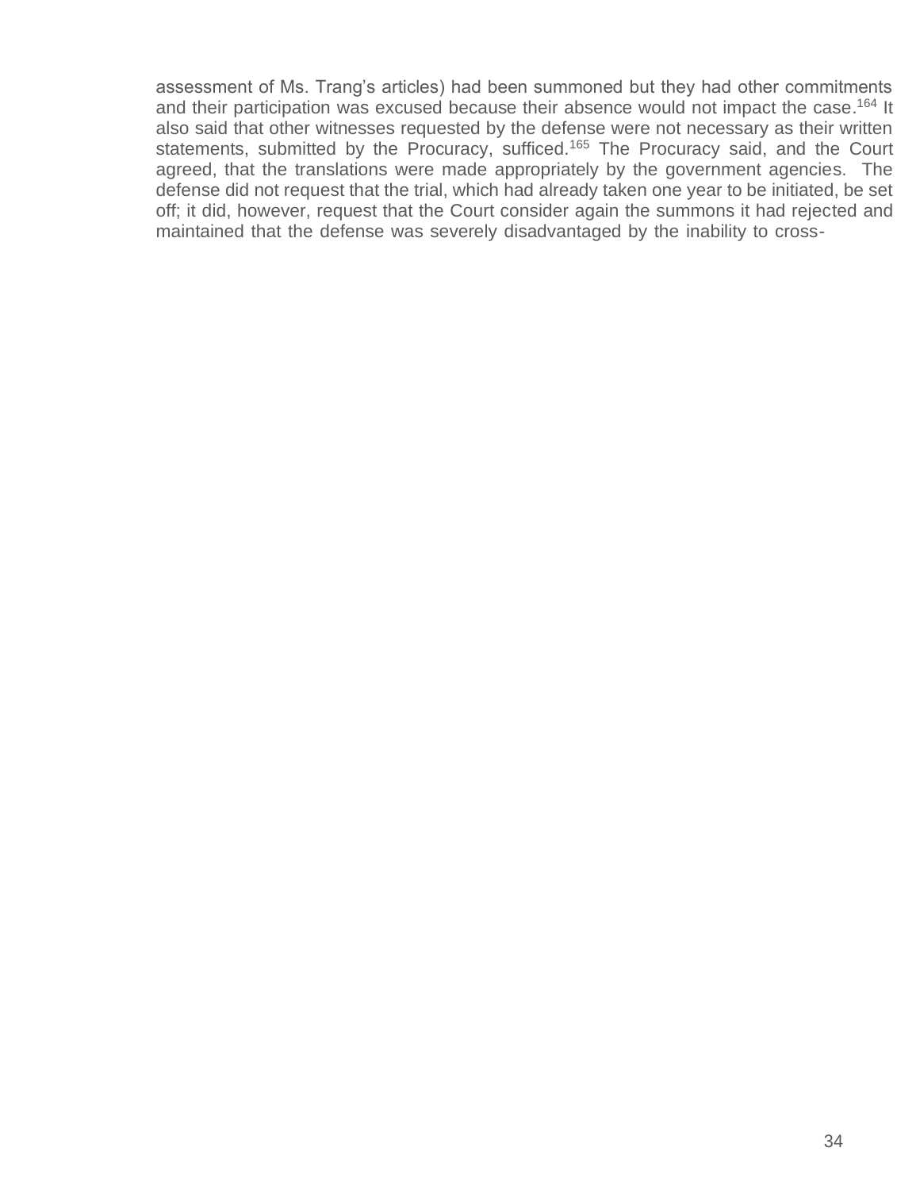assessment of Ms. Trang's articles) had been summoned but they had other commitments and their participation was excused because their absence would not impact the case.[164] It also said that other witnesses requested by the defense were not necessary as their written statements, submitted by the Procuracy, sufficed.[165] The Procuracy said, and the Court agreed, that the translations were made appropriately by the government agencies. The defense did not request that the trial, which had already taken one year to be initiated, be set off; it did, however, request that the Court consider again the summons it had rejected and maintained that the defense was severely disadvantaged by the inability to cross-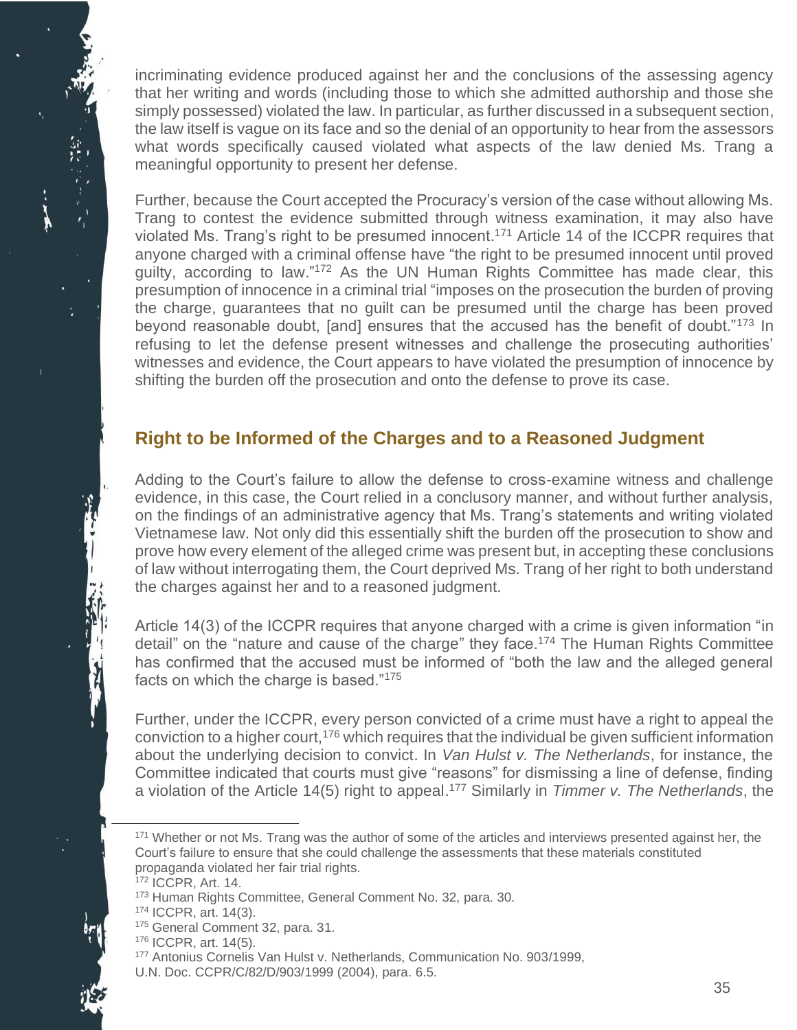incriminating evidence produced against her and the conclusions of the assessing agency that her writing and words (including those to which she admitted authorship and those she simply possessed) violated the law. In particular, as further discussed in a subsequent section, the law itself is vague on its face and so the denial of an opportunity to hear from the assessors what words specifically caused violated what aspects of the law denied Ms. Trang a meaningful opportunity to present her defense.

Further, because the Court accepted the Procuracy's version of the case without allowing Ms. Trang to contest the evidence submitted through witness examination, it may also have violated Ms. Trang's right to be presumed innocent.[171] Article 14 of the ICCPR requires that anyone charged with a criminal offense have "the right to be presumed innocent until proved guilty, according to law."[172] As the UN Human Rights Committee has made clear, this presumption of innocence in a criminal trial "imposes on the prosecution the burden of proving the charge, guarantees that no guilt can be presumed until the charge has been proved beyond reasonable doubt, [and] ensures that the accused has the benefit of doubt."[173] In refusing to let the defense present witnesses and challenge the prosecuting authorities' witnesses and evidence, the Court appears to have violated the presumption of innocence by shifting the burden off the prosecution and onto the defense to prove its case.

## Right to be Informed of the Charges and to a Reasoned Judgment

Adding to the Court's failure to allow the defense to cross-examine witness and challenge evidence, in this case, the Court relied in a conclusory manner, and without further analysis, on the findings of an administrative agency that Ms. Trang's statements and writing violated Vietnamese law. Not only did this essentially shift the burden off the prosecution to show and prove how every element of the alleged crime was present but, in accepting these conclusions of law without interrogating them, the Court deprived Ms. Trang of her right to both understand the charges against her and to a reasoned judgment.

Article 14(3) of the ICCPR requires that anyone charged with a crime is given information "in detail" on the "nature and cause of the charge" they face.[174] The Human Rights Committee has confirmed that the accused must be informed of "both the law and the alleged general facts on which the charge is based."[175]

Further, under the ICCPR, every person convicted of a crime must have a right to appeal the conviction to a higher court,[176] which requires that the individual be given sufficient information about the underlying decision to convict. In *Van Hulst v. The Netherlands*, for instance, the Committee indicated that courts must give "reasons" for dismissing a line of defense, finding a violation of the Article 14(5) right to appeal.[177] Similarly in *Timmer v. The Netherlands*, the

---

[171] Whether or not Ms. Trang was the author of some of the articles and interviews presented against her, the Court's failure to ensure that she could challenge the assessments that these materials constituted propaganda violated her fair trial rights.

[172] ICCPR, Art. 14.

[173] Human Rights Committee, General Comment No. 32, para. 30.

[174] ICCPR, art. 14(3).

[175] General Comment 32, para. 31.

[176] ICCPR, art. 14(5).

[177] Antonius Cornelis Van Hulst v. Netherlands, Communication No. 903/1999, U.N. Doc. CCPR/C/82/D/903/1999 (2004), para. 6.5.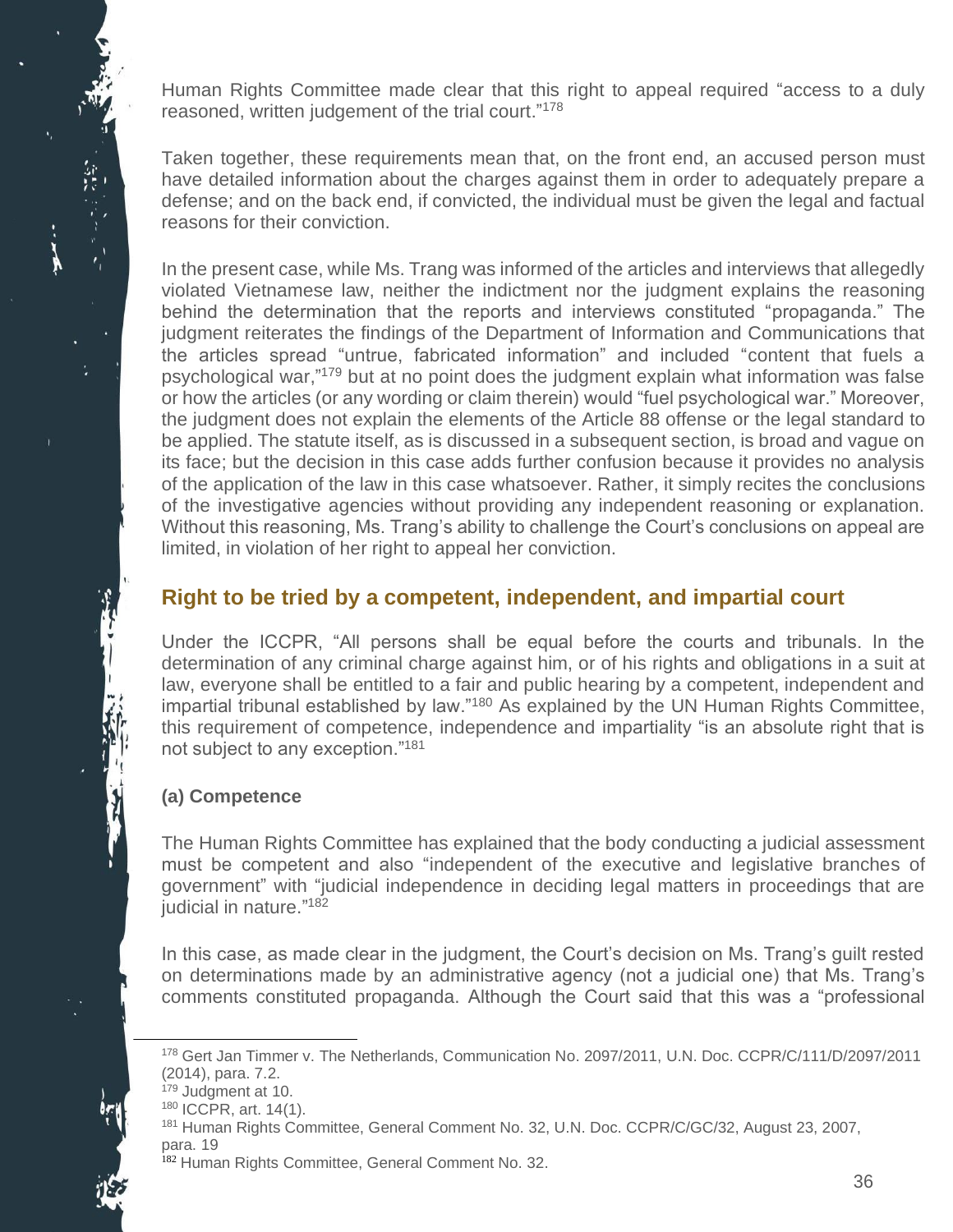Human Rights Committee made clear that this right to appeal required "access to a duly reasoned, written judgement of the trial court."[178]

Taken together, these requirements mean that, on the front end, an accused person must have detailed information about the charges against them in order to adequately prepare a defense; and on the back end, if convicted, the individual must be given the legal and factual reasons for their conviction.

In the present case, while Ms. Trang was informed of the articles and interviews that allegedly violated Vietnamese law, neither the indictment nor the judgment explains the reasoning behind the determination that the reports and interviews constituted "propaganda." The judgment reiterates the findings of the Department of Information and Communications that the articles spread "untrue, fabricated information" and included "content that fuels a psychological war,"[179] but at no point does the judgment explain what information was false or how the articles (or any wording or claim therein) would "fuel psychological war." Moreover, the judgment does not explain the elements of the Article 88 offense or the legal standard to be applied. The statute itself, as is discussed in a subsequent section, is broad and vague on its face; but the decision in this case adds further confusion because it provides no analysis of the application of the law in this case whatsoever. Rather, it simply recites the conclusions of the investigative agencies without providing any independent reasoning or explanation. Without this reasoning, Ms. Trang's ability to challenge the Court's conclusions on appeal are limited, in violation of her right to appeal her conviction.

## Right to be tried by a competent, independent, and impartial court

Under the ICCPR, "All persons shall be equal before the courts and tribunals. In the determination of any criminal charge against him, or of his rights and obligations in a suit at law, everyone shall be entitled to a fair and public hearing by a competent, independent and impartial tribunal established by law."[180] As explained by the UN Human Rights Committee, this requirement of competence, independence and impartiality "is an absolute right that is not subject to any exception."[181]

### (a) Competence

The Human Rights Committee has explained that the body conducting a judicial assessment must be competent and also "independent of the executive and legislative branches of government" with "judicial independence in deciding legal matters in proceedings that are judicial in nature."[182]

In this case, as made clear in the judgment, the Court's decision on Ms. Trang's guilt rested on determinations made by an administrative agency (not a judicial one) that Ms. Trang's comments constituted propaganda. Although the Court said that this was a "professional

---

[178] Gert Jan Timmer v. The Netherlands, Communication No. 2097/2011, U.N. Doc. CCPR/C/111/D/2097/2011 (2014), para. 7.2.

[179] Judgment at 10.

[180] ICCPR, art. 14(1).

[181] Human Rights Committee, General Comment No. 32, U.N. Doc. CCPR/C/GC/32, August 23, 2007, para. 19

[182] Human Rights Committee, General Comment No. 32.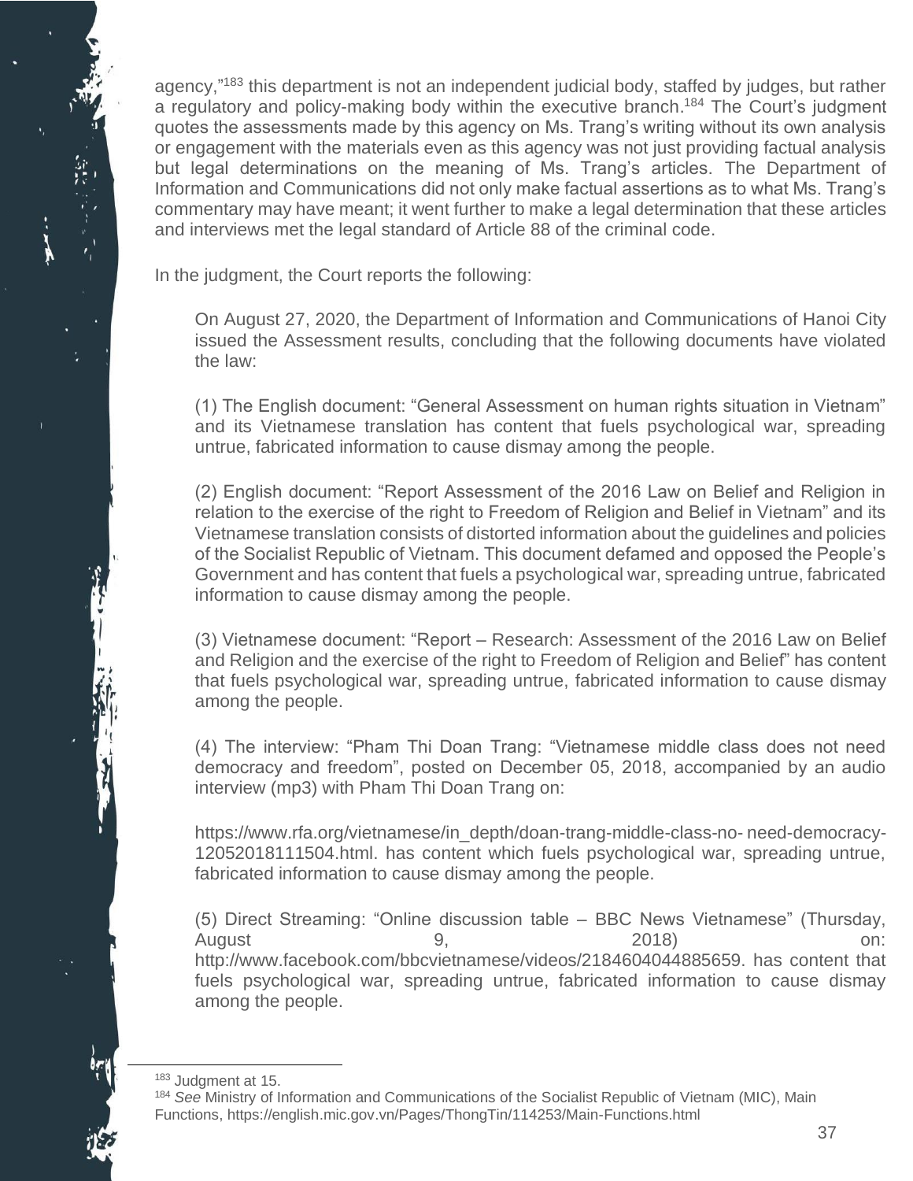agency,"[183] this department is not an independent judicial body, staffed by judges, but rather a regulatory and policy-making body within the executive branch.[184] The Court's judgment quotes the assessments made by this agency on Ms. Trang's writing without its own analysis or engagement with the materials even as this agency was not just providing factual analysis but legal determinations on the meaning of Ms. Trang's articles. The Department of Information and Communications did not only make factual assertions as to what Ms. Trang's commentary may have meant; it went further to make a legal determination that these articles and interviews met the legal standard of Article 88 of the criminal code.

In the judgment, the Court reports the following:

> On August 27, 2020, the Department of Information and Communications of Hanoi City issued the Assessment results, concluding that the following documents have violated the law:
>
> (1) The English document: "General Assessment on human rights situation in Vietnam" and its Vietnamese translation has content that fuels psychological war, spreading untrue, fabricated information to cause dismay among the people.
>
> (2) English document: "Report Assessment of the 2016 Law on Belief and Religion in relation to the exercise of the right to Freedom of Religion and Belief in Vietnam" and its Vietnamese translation consists of distorted information about the guidelines and policies of the Socialist Republic of Vietnam. This document defamed and opposed the People's Government and has content that fuels a psychological war, spreading untrue, fabricated information to cause dismay among the people.
>
> (3) Vietnamese document: "Report – Research: Assessment of the 2016 Law on Belief and Religion and the exercise of the right to Freedom of Religion and Belief" has content that fuels psychological war, spreading untrue, fabricated information to cause dismay among the people.
>
> (4) The interview: "Pham Thi Doan Trang: "Vietnamese middle class does not need democracy and freedom", posted on December 05, 2018, accompanied by an audio interview (mp3) with Pham Thi Doan Trang on:
>
> https://www.rfa.org/vietnamese/in_depth/doan-trang-middle-class-no- need-democracy-12052018111504.html. has content which fuels psychological war, spreading untrue, fabricated information to cause dismay among the people.
>
> (5) Direct Streaming: "Online discussion table – BBC News Vietnamese" (Thursday, August 9, 2018) on: http://www.facebook.com/bbcvietnamese/videos/2184604044885659. has content that fuels psychological war, spreading untrue, fabricated information to cause dismay among the people.

[183] Judgment at 15.

[184] *See* Ministry of Information and Communications of the Socialist Republic of Vietnam (MIC), Main Functions, https://english.mic.gov.vn/Pages/ThongTin/114253/Main-Functions.html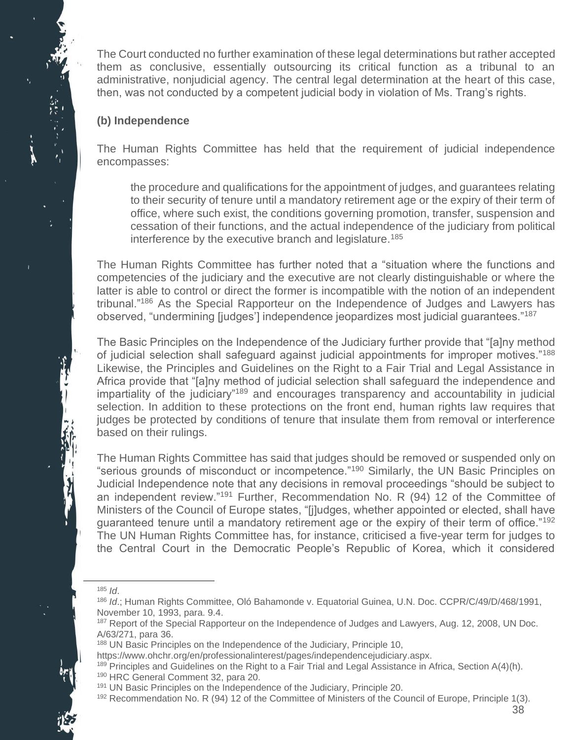The Court conducted no further examination of these legal determinations but rather accepted them as conclusive, essentially outsourcing its critical function as a tribunal to an administrative, nonjudicial agency. The central legal determination at the heart of this case, then, was not conducted by a competent judicial body in violation of Ms. Trang's rights.

### (b) Independence

The Human Rights Committee has held that the requirement of judicial independence encompasses:

> the procedure and qualifications for the appointment of judges, and guarantees relating to their security of tenure until a mandatory retirement age or the expiry of their term of office, where such exist, the conditions governing promotion, transfer, suspension and cessation of their functions, and the actual independence of the judiciary from political interference by the executive branch and legislature.[185]

The Human Rights Committee has further noted that a "situation where the functions and competencies of the judiciary and the executive are not clearly distinguishable or where the latter is able to control or direct the former is incompatible with the notion of an independent tribunal."[186] As the Special Rapporteur on the Independence of Judges and Lawyers has observed, "undermining [judges'] independence jeopardizes most judicial guarantees."[187]

The Basic Principles on the Independence of the Judiciary further provide that "[a]ny method of judicial selection shall safeguard against judicial appointments for improper motives."[188] Likewise, the Principles and Guidelines on the Right to a Fair Trial and Legal Assistance in Africa provide that "[a]ny method of judicial selection shall safeguard the independence and impartiality of the judiciary"[189] and encourages transparency and accountability in judicial selection. In addition to these protections on the front end, human rights law requires that judges be protected by conditions of tenure that insulate them from removal or interference based on their rulings.

The Human Rights Committee has said that judges should be removed or suspended only on "serious grounds of misconduct or incompetence."[190] Similarly, the UN Basic Principles on Judicial Independence note that any decisions in removal proceedings "should be subject to an independent review."[191] Further, Recommendation No. R (94) 12 of the Committee of Ministers of the Council of Europe states, "[j]udges, whether appointed or elected, shall have guaranteed tenure until a mandatory retirement age or the expiry of their term of office."[192] The UN Human Rights Committee has, for instance, criticised a five-year term for judges to the Central Court in the Democratic People's Republic of Korea, which it considered

---

[185] *Id*.

[186] *Id*.; Human Rights Committee, Oló Bahamonde v. Equatorial Guinea, U.N. Doc. CCPR/C/49/D/468/1991, November 10, 1993, para. 9.4.

[187] Report of the Special Rapporteur on the Independence of Judges and Lawyers, Aug. 12, 2008, UN Doc. A/63/271, para 36.

[188] UN Basic Principles on the Independence of the Judiciary, Principle 10, https://www.ohchr.org/en/professionalinterest/pages/independencejudiciary.aspx.

[189] Principles and Guidelines on the Right to a Fair Trial and Legal Assistance in Africa, Section A(4)(h).

[190] HRC General Comment 32, para 20.

[191] UN Basic Principles on the Independence of the Judiciary, Principle 20.

[192] Recommendation No. R (94) 12 of the Committee of Ministers of the Council of Europe, Principle 1(3).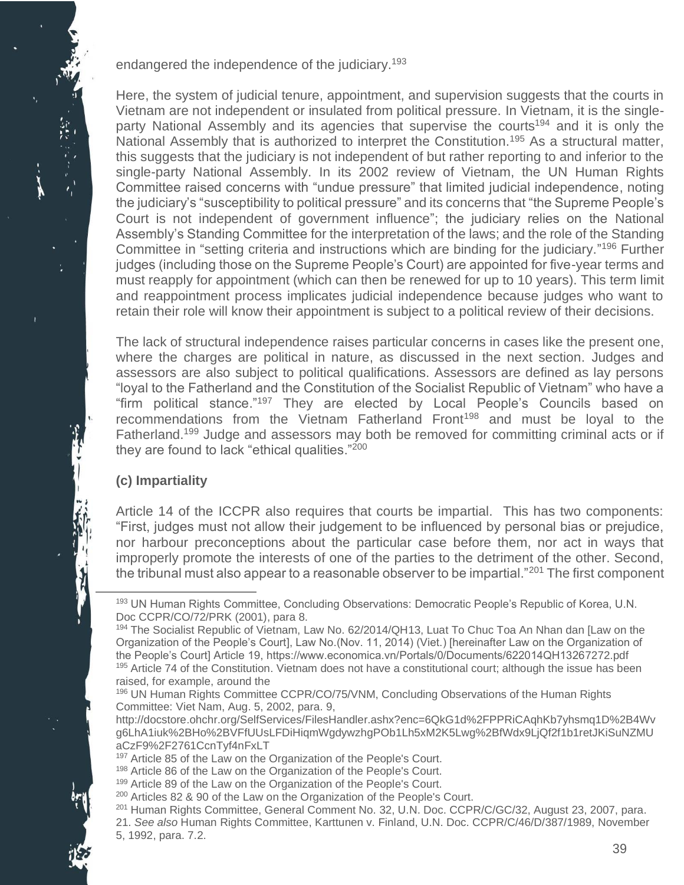endangered the independence of the judiciary.[193]

Here, the system of judicial tenure, appointment, and supervision suggests that the courts in Vietnam are not independent or insulated from political pressure. In Vietnam, it is the single-party National Assembly and its agencies that supervise the courts[194] and it is only the National Assembly that is authorized to interpret the Constitution.[195] As a structural matter, this suggests that the judiciary is not independent of but rather reporting to and inferior to the single-party National Assembly. In its 2002 review of Vietnam, the UN Human Rights Committee raised concerns with "undue pressure" that limited judicial independence, noting the judiciary's "susceptibility to political pressure" and its concerns that "the Supreme People's Court is not independent of government influence"; the judiciary relies on the National Assembly's Standing Committee for the interpretation of the laws; and the role of the Standing Committee in "setting criteria and instructions which are binding for the judiciary."[196] Further judges (including those on the Supreme People's Court) are appointed for five-year terms and must reapply for appointment (which can then be renewed for up to 10 years). This term limit and reappointment process implicates judicial independence because judges who want to retain their role will know their appointment is subject to a political review of their decisions.

The lack of structural independence raises particular concerns in cases like the present one, where the charges are political in nature, as discussed in the next section. Judges and assessors are also subject to political qualifications. Assessors are defined as lay persons "loyal to the Fatherland and the Constitution of the Socialist Republic of Vietnam" who have a "firm political stance."[197] They are elected by Local People's Councils based on recommendations from the Vietnam Fatherland Front[198] and must be loyal to the Fatherland.[199] Judge and assessors may both be removed for committing criminal acts or if they are found to lack "ethical qualities."[200]

### (c) Impartiality

Article 14 of the ICCPR also requires that courts be impartial. This has two components: "First, judges must not allow their judgement to be influenced by personal bias or prejudice, nor harbour preconceptions about the particular case before them, nor act in ways that improperly promote the interests of one of the parties to the detriment of the other. Second, the tribunal must also appear to a reasonable observer to be impartial."[201] The first component

---

[193] UN Human Rights Committee, Concluding Observations: Democratic People's Republic of Korea, U.N. Doc CCPR/CO/72/PRK (2001), para 8.

[194] The Socialist Republic of Vietnam, Law No. 62/2014/QH13, Luat To Chuc Toa An Nhan dan [Law on the Organization of the People's Court], Law No.(Nov. 11, 2014) (Viet.) [hereinafter Law on the Organization of the People's Court] Article 19, https://www.economica.vn/Portals/0/Documents/622014QH13267272.pdf

[195] Article 74 of the Constitution. Vietnam does not have a constitutional court; although the issue has been raised, for example, around the

[196] UN Human Rights Committee CCPR/CO/75/VNM, Concluding Observations of the Human Rights Committee: Viet Nam, Aug. 5, 2002, para. 9, http://docstore.ohchr.org/SelfServices/FilesHandler.ashx?enc=6QkG1d%2FPPRiCAqhKb7yhsmq1D%2B4Wvg6LhA1iuk%2BHo%2BVFfUUsLFDiHiqmWgdywzhgPOb1Lh5xM2K5Lwg%2BfWdx9LjQf2f1b1retJKiSuNZMUaCzF9%2F2761CcnTyf4nFxLT

[197] Article 85 of the Law on the Organization of the People's Court.

[198] Article 86 of the Law on the Organization of the People's Court.

[199] Article 89 of the Law on the Organization of the People's Court.

[200] Articles 82 & 90 of the Law on the Organization of the People's Court.

[201] Human Rights Committee, General Comment No. 32, U.N. Doc. CCPR/C/GC/32, August 23, 2007, para. 21. *See also* Human Rights Committee, Karttunen v. Finland, U.N. Doc. CCPR/C/46/D/387/1989, November 5, 1992, para. 7.2.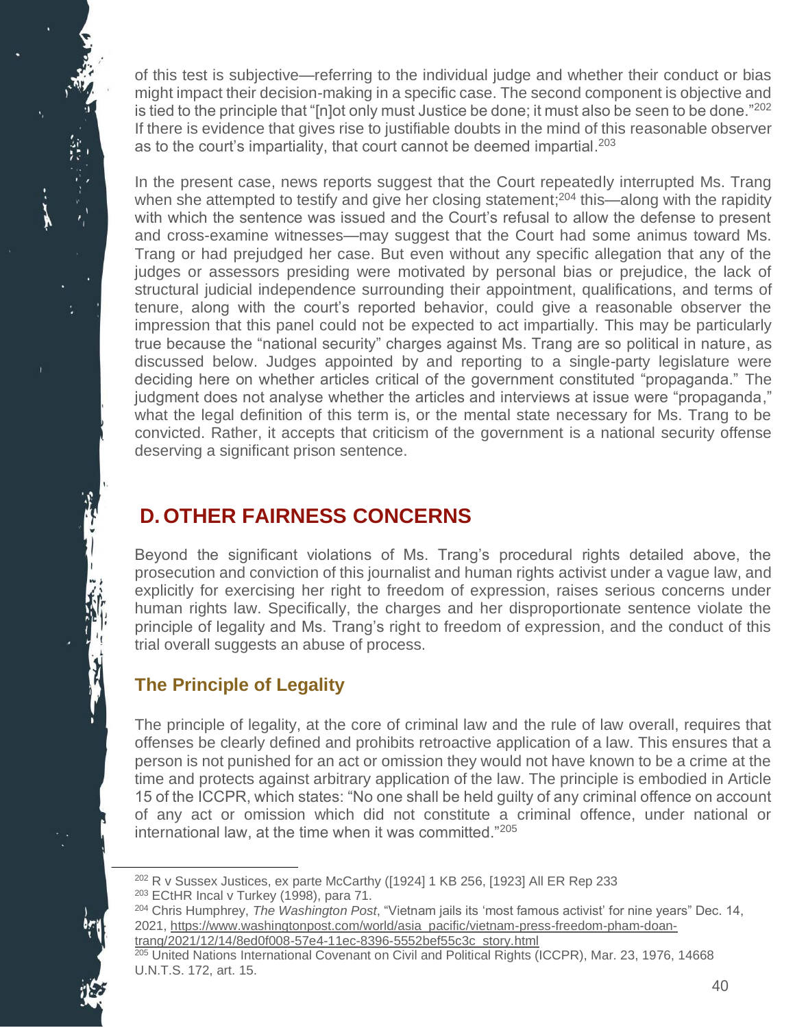of this test is subjective—referring to the individual judge and whether their conduct or bias might impact their decision-making in a specific case. The second component is objective and is tied to the principle that "[n]ot only must Justice be done; it must also be seen to be done."[202] If there is evidence that gives rise to justifiable doubts in the mind of this reasonable observer as to the court's impartiality, that court cannot be deemed impartial.[203]

In the present case, news reports suggest that the Court repeatedly interrupted Ms. Trang when she attempted to testify and give her closing statement;[204] this—along with the rapidity with which the sentence was issued and the Court's refusal to allow the defense to present and cross-examine witnesses—may suggest that the Court had some animus toward Ms. Trang or had prejudged her case. But even without any specific allegation that any of the judges or assessors presiding were motivated by personal bias or prejudice, the lack of structural judicial independence surrounding their appointment, qualifications, and terms of tenure, along with the court's reported behavior, could give a reasonable observer the impression that this panel could not be expected to act impartially. This may be particularly true because the "national security" charges against Ms. Trang are so political in nature, as discussed below. Judges appointed by and reporting to a single-party legislature were deciding here on whether articles critical of the government constituted "propaganda." The judgment does not analyse whether the articles and interviews at issue were "propaganda," what the legal definition of this term is, or the mental state necessary for Ms. Trang to be convicted. Rather, it accepts that criticism of the government is a national security offense deserving a significant prison sentence.

## D. OTHER FAIRNESS CONCERNS

Beyond the significant violations of Ms. Trang's procedural rights detailed above, the prosecution and conviction of this journalist and human rights activist under a vague law, and explicitly for exercising her right to freedom of expression, raises serious concerns under human rights law. Specifically, the charges and her disproportionate sentence violate the principle of legality and Ms. Trang's right to freedom of expression, and the conduct of this trial overall suggests an abuse of process.

### The Principle of Legality

The principle of legality, at the core of criminal law and the rule of law overall, requires that offenses be clearly defined and prohibits retroactive application of a law. This ensures that a person is not punished for an act or omission they would not have known to be a crime at the time and protects against arbitrary application of the law. The principle is embodied in Article 15 of the ICCPR, which states: "No one shall be held guilty of any criminal offence on account of any act or omission which did not constitute a criminal offence, under national or international law, at the time when it was committed."[205]

---

[202] R v Sussex Justices, ex parte McCarthy ([1924] 1 KB 256, [1923] All ER Rep 233

[203] ECtHR Incal v Turkey (1998), para 71.

[204] Chris Humphrey, *The Washington Post*, "Vietnam jails its 'most famous activist' for nine years" Dec. 14, 2021, https://www.washingtonpost.com/world/asia_pacific/vietnam-press-freedom-pham-doan-trang/2021/12/14/8ed0f008-57e4-11ec-8396-5552bef55c3c_story.html

[205] United Nations International Covenant on Civil and Political Rights (ICCPR), Mar. 23, 1976, 14668 U.N.T.S. 172, art. 15.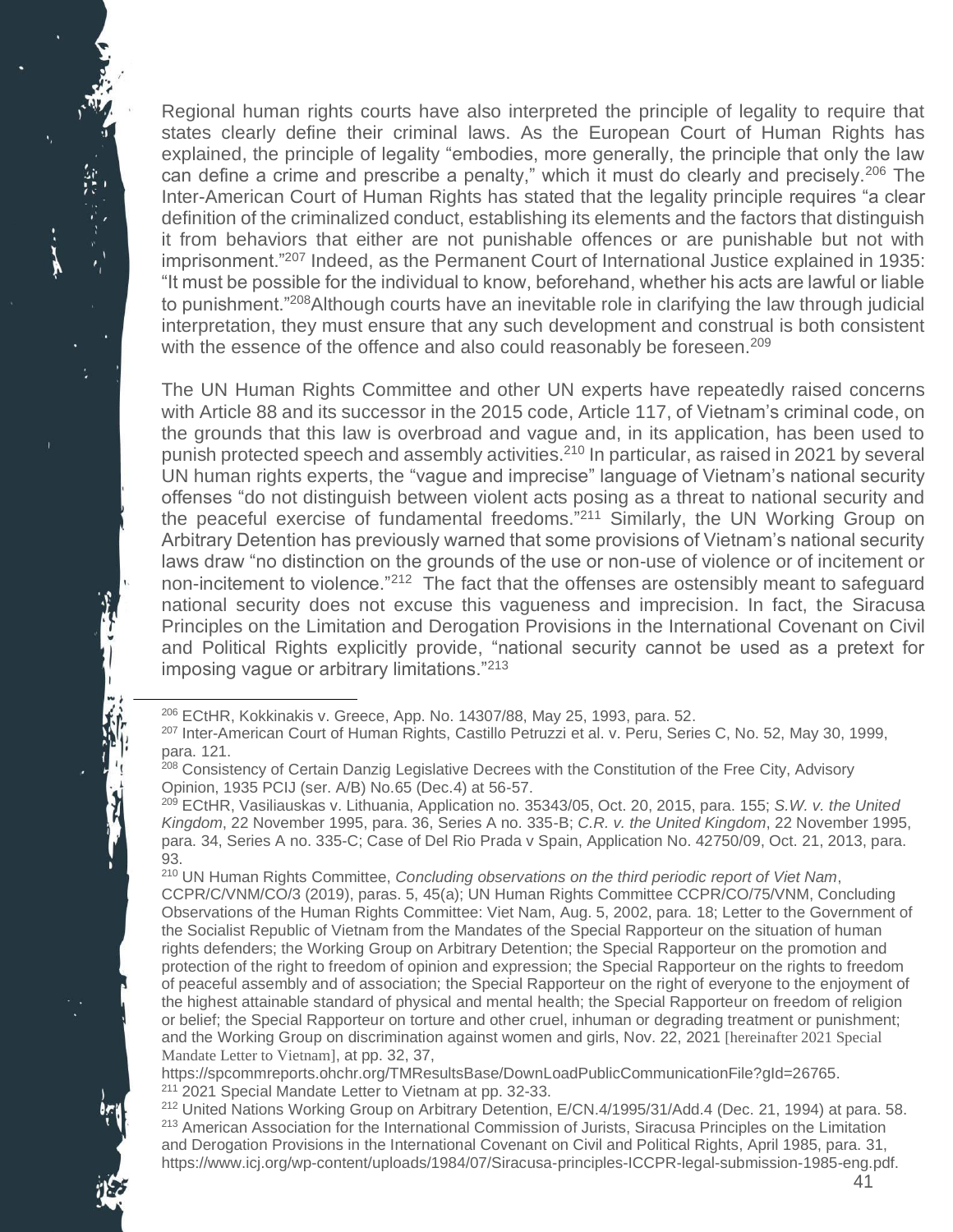Regional human rights courts have also interpreted the principle of legality to require that states clearly define their criminal laws. As the European Court of Human Rights has explained, the principle of legality "embodies, more generally, the principle that only the law can define a crime and prescribe a penalty," which it must do clearly and precisely.[206] The Inter-American Court of Human Rights has stated that the legality principle requires "a clear definition of the criminalized conduct, establishing its elements and the factors that distinguish it from behaviors that either are not punishable offences or are punishable but not with imprisonment."[207] Indeed, as the Permanent Court of International Justice explained in 1935: "It must be possible for the individual to know, beforehand, whether his acts are lawful or liable to punishment."[208]Although courts have an inevitable role in clarifying the law through judicial interpretation, they must ensure that any such development and construal is both consistent with the essence of the offence and also could reasonably be foreseen.[209]

The UN Human Rights Committee and other UN experts have repeatedly raised concerns with Article 88 and its successor in the 2015 code, Article 117, of Vietnam's criminal code, on the grounds that this law is overbroad and vague and, in its application, has been used to punish protected speech and assembly activities.[210] In particular, as raised in 2021 by several UN human rights experts, the "vague and imprecise" language of Vietnam's national security offenses "do not distinguish between violent acts posing as a threat to national security and the peaceful exercise of fundamental freedoms."[211] Similarly, the UN Working Group on Arbitrary Detention has previously warned that some provisions of Vietnam's national security laws draw "no distinction on the grounds of the use or non-use of violence or of incitement or non-incitement to violence."[212] The fact that the offenses are ostensibly meant to safeguard national security does not excuse this vagueness and imprecision. In fact, the Siracusa Principles on the Limitation and Derogation Provisions in the International Covenant on Civil and Political Rights explicitly provide, "national security cannot be used as a pretext for imposing vague or arbitrary limitations."[213]

---

[206] ECtHR, Kokkinakis v. Greece, App. No. 14307/88, May 25, 1993, para. 52.

[207] Inter-American Court of Human Rights, Castillo Petruzzi et al. v. Peru, Series C, No. 52, May 30, 1999, para. 121.

[208] Consistency of Certain Danzig Legislative Decrees with the Constitution of the Free City, Advisory Opinion, 1935 PCIJ (ser. A/B) No.65 (Dec.4) at 56-57.

[209] ECtHR, Vasiliauskas v. Lithuania, Application no. 35343/05, Oct. 20, 2015, para. 155; *S.W. v. the United Kingdom*, 22 November 1995, para. 36, Series A no. 335-B; *C.R. v. the United Kingdom*, 22 November 1995, para. 34, Series A no. 335-C; Case of Del Rio Prada v Spain, Application No. 42750/09, Oct. 21, 2013, para. 93.

[210] UN Human Rights Committee, *Concluding observations on the third periodic report of Viet Nam*, CCPR/C/VNM/CO/3 (2019), paras. 5, 45(a); UN Human Rights Committee CCPR/CO/75/VNM, Concluding Observations of the Human Rights Committee: Viet Nam, Aug. 5, 2002, para. 18; Letter to the Government of the Socialist Republic of Vietnam from the Mandates of the Special Rapporteur on the situation of human rights defenders; the Working Group on Arbitrary Detention; the Special Rapporteur on the promotion and protection of the right to freedom of opinion and expression; the Special Rapporteur on the rights to freedom of peaceful assembly and of association; the Special Rapporteur on the right of everyone to the enjoyment of the highest attainable standard of physical and mental health; the Special Rapporteur on freedom of religion or belief; the Special Rapporteur on torture and other cruel, inhuman or degrading treatment or punishment; and the Working Group on discrimination against women and girls, Nov. 22, 2021 [hereinafter 2021 Special Mandate Letter to Vietnam], at pp. 32, 37, https://spcommreports.ohchr.org/TMResultsBase/DownLoadPublicCommunicationFile?gId=26765.

[211] 2021 Special Mandate Letter to Vietnam at pp. 32-33.

[212] United Nations Working Group on Arbitrary Detention, E/CN.4/1995/31/Add.4 (Dec. 21, 1994) at para. 58.

[213] American Association for the International Commission of Jurists, Siracusa Principles on the Limitation and Derogation Provisions in the International Covenant on Civil and Political Rights, April 1985, para. 31, https://www.icj.org/wp-content/uploads/1984/07/Siracusa-principles-ICCPR-legal-submission-1985-eng.pdf.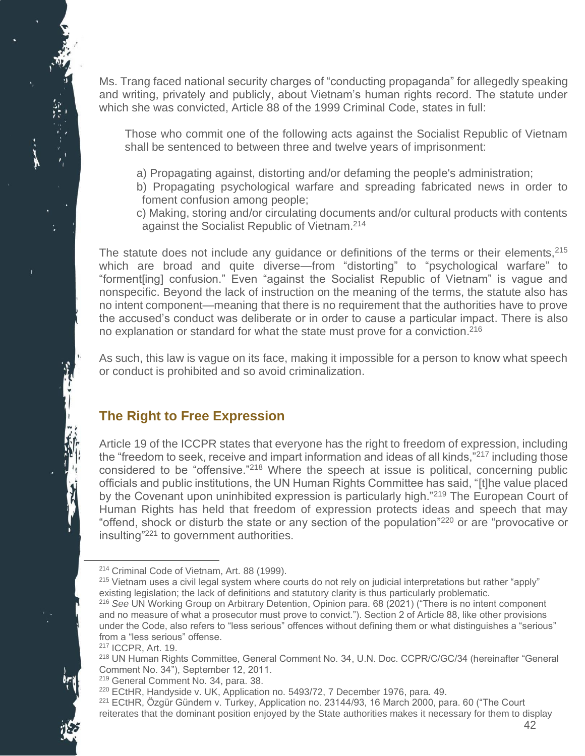Ms. Trang faced national security charges of "conducting propaganda" for allegedly speaking and writing, privately and publicly, about Vietnam's human rights record. The statute under which she was convicted, Article 88 of the 1999 Criminal Code, states in full:

> Those who commit one of the following acts against the Socialist Republic of Vietnam shall be sentenced to between three and twelve years of imprisonment:
>
> a) Propagating against, distorting and/or defaming the people's administration;
>
> b) Propagating psychological warfare and spreading fabricated news in order to foment confusion among people;
>
> c) Making, storing and/or circulating documents and/or cultural products with contents against the Socialist Republic of Vietnam.[214]

The statute does not include any guidance or definitions of the terms or their elements,[215] which are broad and quite diverse—from "distorting" to "psychological warfare" to "forment[ing] confusion." Even "against the Socialist Republic of Vietnam" is vague and nonspecific. Beyond the lack of instruction on the meaning of the terms, the statute also has no intent component—meaning that there is no requirement that the authorities have to prove the accused's conduct was deliberate or in order to cause a particular impact. There is also no explanation or standard for what the state must prove for a conviction.[216]

As such, this law is vague on its face, making it impossible for a person to know what speech or conduct is prohibited and so avoid criminalization.

## The Right to Free Expression

Article 19 of the ICCPR states that everyone has the right to freedom of expression, including the "freedom to seek, receive and impart information and ideas of all kinds,"[217] including those considered to be "offensive."[218] Where the speech at issue is political, concerning public officials and public institutions, the UN Human Rights Committee has said, "[t]he value placed by the Covenant upon uninhibited expression is particularly high."[219] The European Court of Human Rights has held that freedom of expression protects ideas and speech that may "offend, shock or disturb the state or any section of the population"[220] or are "provocative or insulting"[221] to government authorities.

---

[214] Criminal Code of Vietnam, Art. 88 (1999).

[215] Vietnam uses a civil legal system where courts do not rely on judicial interpretations but rather "apply" existing legislation; the lack of definitions and statutory clarity is thus particularly problematic.

[216] *See* UN Working Group on Arbitrary Detention, Opinion para. 68 (2021) ("There is no intent component and no measure of what a prosecutor must prove to convict."). Section 2 of Article 88, like other provisions under the Code, also refers to "less serious" offences without defining them or what distinguishes a "serious" from a "less serious" offense.

[217] ICCPR, Art. 19.

[218] UN Human Rights Committee, General Comment No. 34, U.N. Doc. CCPR/C/GC/34 (hereinafter "General Comment No. 34"), September 12, 2011.

[219] General Comment No. 34, para. 38.

[220] ECtHR, Handyside v. UK, Application no. 5493/72, 7 December 1976, para. 49.

[221] ECtHR, Özgür Gündem v. Turkey, Application no. 23144/93, 16 March 2000, para. 60 ("The Court reiterates that the dominant position enjoyed by the State authorities makes it necessary for them to display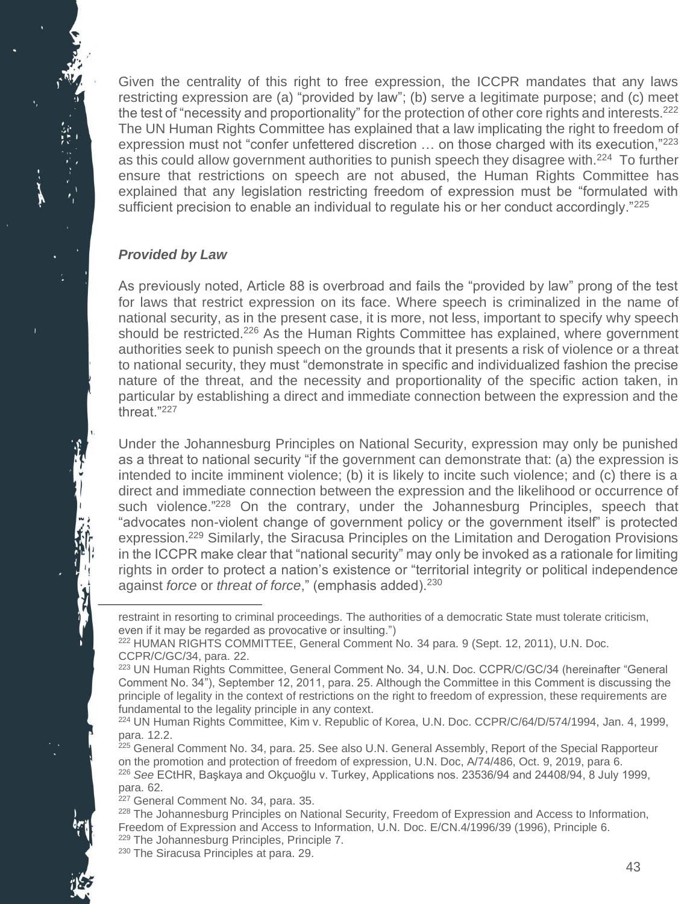Given the centrality of this right to free expression, the ICCPR mandates that any laws restricting expression are (a) "provided by law"; (b) serve a legitimate purpose; and (c) meet the test of "necessity and proportionality" for the protection of other core rights and interests.[222] The UN Human Rights Committee has explained that a law implicating the right to freedom of expression must not "confer unfettered discretion … on those charged with its execution,"[223] as this could allow government authorities to punish speech they disagree with.[224] To further ensure that restrictions on speech are not abused, the Human Rights Committee has explained that any legislation restricting freedom of expression must be "formulated with sufficient precision to enable an individual to regulate his or her conduct accordingly."[225]

***Provided by Law***

As previously noted, Article 88 is overbroad and fails the "provided by law" prong of the test for laws that restrict expression on its face. Where speech is criminalized in the name of national security, as in the present case, it is more, not less, important to specify why speech should be restricted.[226] As the Human Rights Committee has explained, where government authorities seek to punish speech on the grounds that it presents a risk of violence or a threat to national security, they must "demonstrate in specific and individualized fashion the precise nature of the threat, and the necessity and proportionality of the specific action taken, in particular by establishing a direct and immediate connection between the expression and the threat."[227]

Under the Johannesburg Principles on National Security, expression may only be punished as a threat to national security "if the government can demonstrate that: (a) the expression is intended to incite imminent violence; (b) it is likely to incite such violence; and (c) there is a direct and immediate connection between the expression and the likelihood or occurrence of such violence."[228] On the contrary, under the Johannesburg Principles, speech that "advocates non-violent change of government policy or the government itself" is protected expression.[229] Similarly, the Siracusa Principles on the Limitation and Derogation Provisions in the ICCPR make clear that "national security" may only be invoked as a rationale for limiting rights in order to protect a nation's existence or "territorial integrity or political independence against *force* or *threat of force*," (emphasis added).[230]

---

restraint in resorting to criminal proceedings. The authorities of a democratic State must tolerate criticism, even if it may be regarded as provocative or insulting.")

[222] HUMAN RIGHTS COMMITTEE, General Comment No. 34 para. 9 (Sept. 12, 2011), U.N. Doc. CCPR/C/GC/34, para. 22.

[223] UN Human Rights Committee, General Comment No. 34, U.N. Doc. CCPR/C/GC/34 (hereinafter "General Comment No. 34"), September 12, 2011, para. 25. Although the Committee in this Comment is discussing the principle of legality in the context of restrictions on the right to freedom of expression, these requirements are fundamental to the legality principle in any context.

[224] UN Human Rights Committee, Kim v. Republic of Korea, U.N. Doc. CCPR/C/64/D/574/1994, Jan. 4, 1999, para. 12.2.

[225] General Comment No. 34, para. 25. See also U.N. General Assembly, Report of the Special Rapporteur on the promotion and protection of freedom of expression, U.N. Doc, A/74/486, Oct. 9, 2019, para 6.

[226] *See* ECtHR, Başkaya and Okçuoğlu v. Turkey, Applications nos. 23536/94 and 24408/94, 8 July 1999, para. 62.

[227] General Comment No. 34, para. 35.

[228] The Johannesburg Principles on National Security, Freedom of Expression and Access to Information, Freedom of Expression and Access to Information, U.N. Doc. E/CN.4/1996/39 (1996), Principle 6.

[229] The Johannesburg Principles, Principle 7.

[230] The Siracusa Principles at para. 29.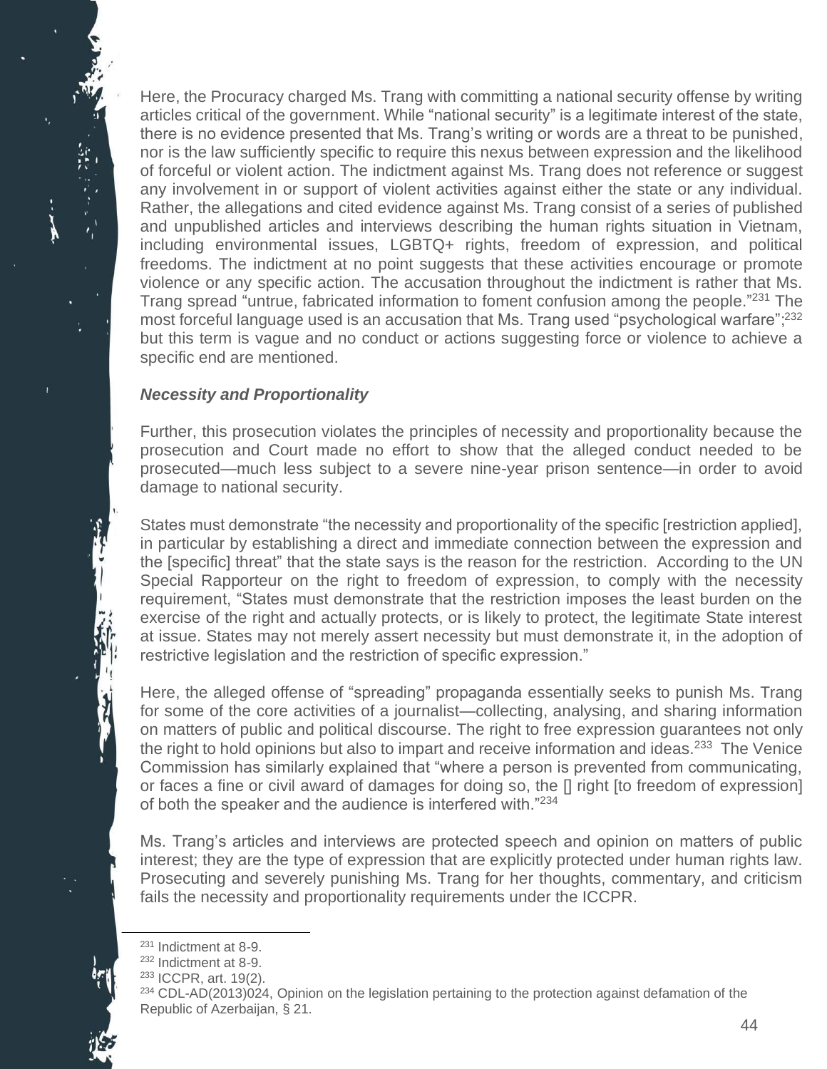Here, the Procuracy charged Ms. Trang with committing a national security offense by writing articles critical of the government. While "national security" is a legitimate interest of the state, there is no evidence presented that Ms. Trang's writing or words are a threat to be punished, nor is the law sufficiently specific to require this nexus between expression and the likelihood of forceful or violent action. The indictment against Ms. Trang does not reference or suggest any involvement in or support of violent activities against either the state or any individual. Rather, the allegations and cited evidence against Ms. Trang consist of a series of published and unpublished articles and interviews describing the human rights situation in Vietnam, including environmental issues, LGBTQ+ rights, freedom of expression, and political freedoms. The indictment at no point suggests that these activities encourage or promote violence or any specific action. The accusation throughout the indictment is rather that Ms. Trang spread "untrue, fabricated information to foment confusion among the people."[231] The most forceful language used is an accusation that Ms. Trang used "psychological warfare";[232] but this term is vague and no conduct or actions suggesting force or violence to achieve a specific end are mentioned.

### *Necessity and Proportionality*

Further, this prosecution violates the principles of necessity and proportionality because the prosecution and Court made no effort to show that the alleged conduct needed to be prosecuted—much less subject to a severe nine-year prison sentence—in order to avoid damage to national security.

States must demonstrate "the necessity and proportionality of the specific [restriction applied], in particular by establishing a direct and immediate connection between the expression and the [specific] threat" that the state says is the reason for the restriction. According to the UN Special Rapporteur on the right to freedom of expression, to comply with the necessity requirement, "States must demonstrate that the restriction imposes the least burden on the exercise of the right and actually protects, or is likely to protect, the legitimate State interest at issue. States may not merely assert necessity but must demonstrate it, in the adoption of restrictive legislation and the restriction of specific expression."

Here, the alleged offense of "spreading" propaganda essentially seeks to punish Ms. Trang for some of the core activities of a journalist—collecting, analysing, and sharing information on matters of public and political discourse. The right to free expression guarantees not only the right to hold opinions but also to impart and receive information and ideas.[233] The Venice Commission has similarly explained that "where a person is prevented from communicating, or faces a fine or civil award of damages for doing so, the [] right [to freedom of expression] of both the speaker and the audience is interfered with."[234]

Ms. Trang's articles and interviews are protected speech and opinion on matters of public interest; they are the type of expression that are explicitly protected under human rights law. Prosecuting and severely punishing Ms. Trang for her thoughts, commentary, and criticism fails the necessity and proportionality requirements under the ICCPR.

---

[231] Indictment at 8-9.

[232] Indictment at 8-9.

[233] ICCPR, art. 19(2).

[234] CDL-AD(2013)024, Opinion on the legislation pertaining to the protection against defamation of the Republic of Azerbaijan, § 21.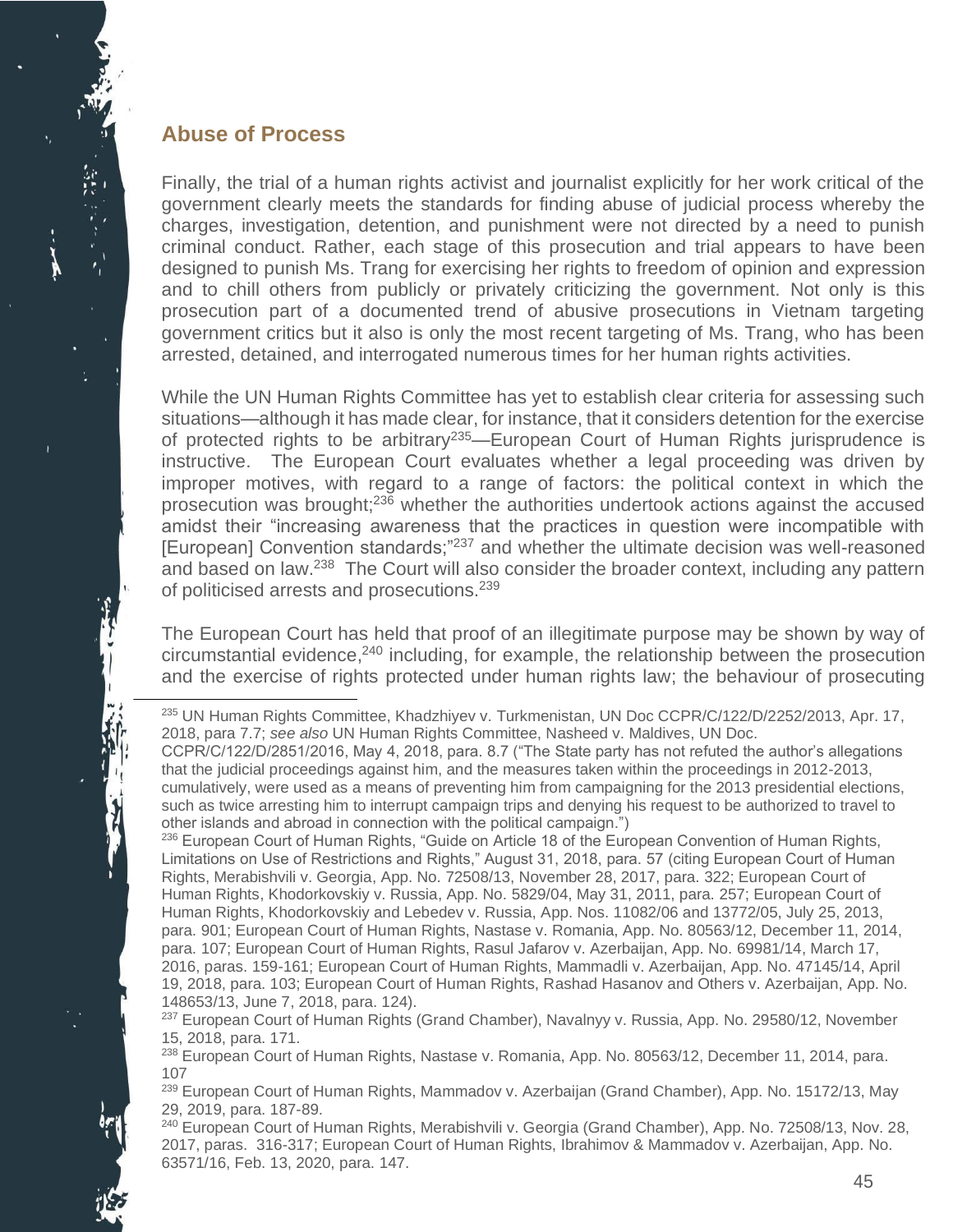## Abuse of Process

Finally, the trial of a human rights activist and journalist explicitly for her work critical of the government clearly meets the standards for finding abuse of judicial process whereby the charges, investigation, detention, and punishment were not directed by a need to punish criminal conduct. Rather, each stage of this prosecution and trial appears to have been designed to punish Ms. Trang for exercising her rights to freedom of opinion and expression and to chill others from publicly or privately criticizing the government. Not only is this prosecution part of a documented trend of abusive prosecutions in Vietnam targeting government critics but it also is only the most recent targeting of Ms. Trang, who has been arrested, detained, and interrogated numerous times for her human rights activities.

While the UN Human Rights Committee has yet to establish clear criteria for assessing such situations—although it has made clear, for instance, that it considers detention for the exercise of protected rights to be arbitrary[235]—European Court of Human Rights jurisprudence is instructive. The European Court evaluates whether a legal proceeding was driven by improper motives, with regard to a range of factors: the political context in which the prosecution was brought;[236] whether the authorities undertook actions against the accused amidst their "increasing awareness that the practices in question were incompatible with [European] Convention standards;"[237] and whether the ultimate decision was well-reasoned and based on law.[238] The Court will also consider the broader context, including any pattern of politicised arrests and prosecutions.[239]

The European Court has held that proof of an illegitimate purpose may be shown by way of circumstantial evidence,[240] including, for example, the relationship between the prosecution and the exercise of rights protected under human rights law; the behaviour of prosecuting

---

[235] UN Human Rights Committee, Khadzhiyev v. Turkmenistan, UN Doc CCPR/C/122/D/2252/2013, Apr. 17, 2018, para 7.7; *see also* UN Human Rights Committee, Nasheed v. Maldives, UN Doc. CCPR/C/122/D/2851/2016, May 4, 2018, para. 8.7 ("The State party has not refuted the author's allegations that the judicial proceedings against him, and the measures taken within the proceedings in 2012-2013, cumulatively, were used as a means of preventing him from campaigning for the 2013 presidential elections, such as twice arresting him to interrupt campaign trips and denying his request to be authorized to travel to other islands and abroad in connection with the political campaign.")

[236] European Court of Human Rights, "Guide on Article 18 of the European Convention of Human Rights, Limitations on Use of Restrictions and Rights," August 31, 2018, para. 57 (citing European Court of Human Rights, Merabishvili v. Georgia, App. No. 72508/13, November 28, 2017, para. 322; European Court of Human Rights, Khodorkovskiy v. Russia, App. No. 5829/04, May 31, 2011, para. 257; European Court of Human Rights, Khodorkovskiy and Lebedev v. Russia, App. Nos. 11082/06 and 13772/05, July 25, 2013, para. 901; European Court of Human Rights, Nastase v. Romania, App. No. 80563/12, December 11, 2014, para. 107; European Court of Human Rights, Rasul Jafarov v. Azerbaijan, App. No. 69981/14, March 17, 2016, paras. 159-161; European Court of Human Rights, Mammadli v. Azerbaijan, App. No. 47145/14, April 19, 2018, para. 103; European Court of Human Rights, Rashad Hasanov and Others v. Azerbaijan, App. No. 148653/13, June 7, 2018, para. 124).

[237] European Court of Human Rights (Grand Chamber), Navalnyy v. Russia, App. No. 29580/12, November 15, 2018, para. 171.

[238] European Court of Human Rights, Nastase v. Romania, App. No. 80563/12, December 11, 2014, para. 107

[239] European Court of Human Rights, Mammadov v. Azerbaijan (Grand Chamber), App. No. 15172/13, May 29, 2019, para. 187-89.

[240] European Court of Human Rights, Merabishvili v. Georgia (Grand Chamber), App. No. 72508/13, Nov. 28, 2017, paras. 316-317; European Court of Human Rights, Ibrahimov & Mammadov v. Azerbaijan, App. No. 63571/16, Feb. 13, 2020, para. 147.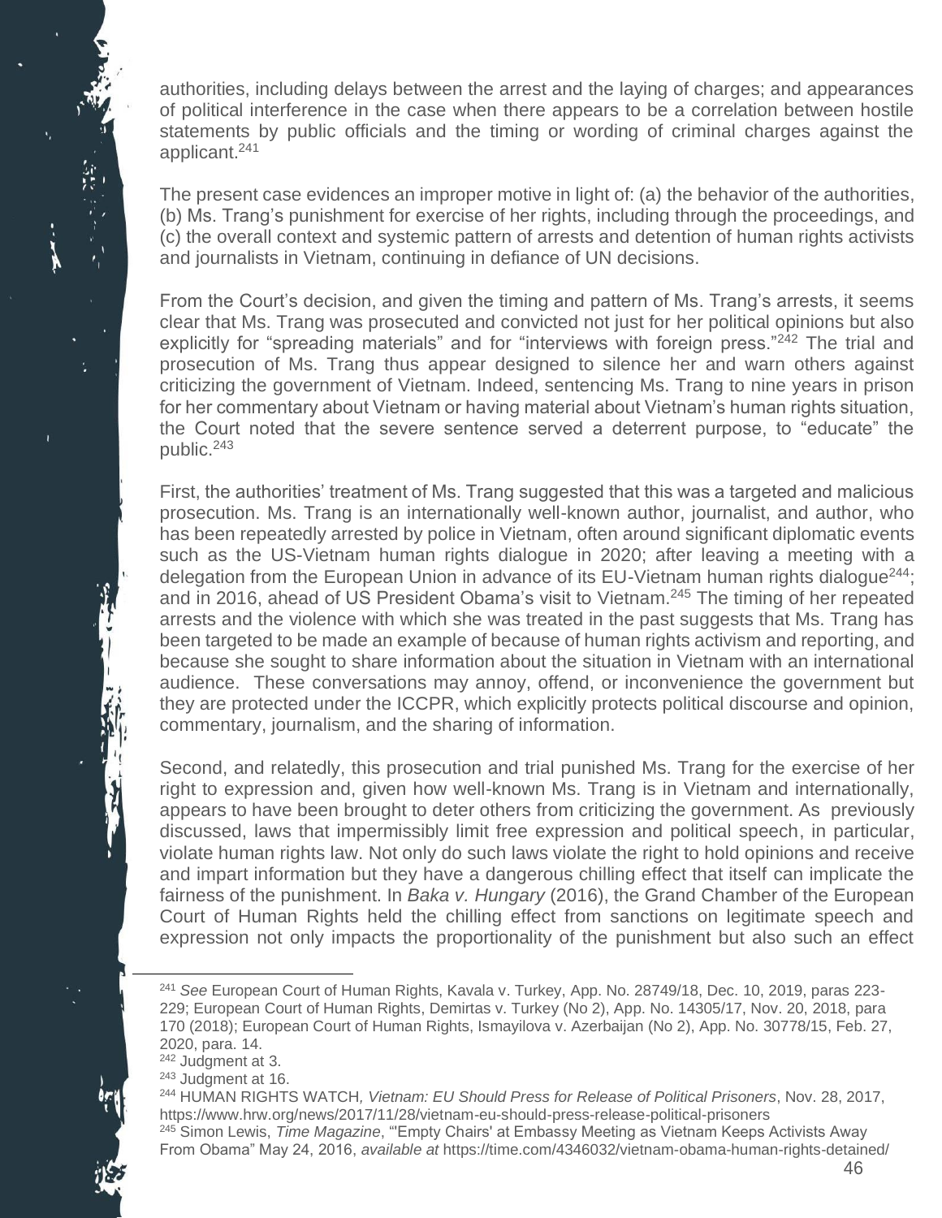authorities, including delays between the arrest and the laying of charges; and appearances of political interference in the case when there appears to be a correlation between hostile statements by public officials and the timing or wording of criminal charges against the applicant.[241]

The present case evidences an improper motive in light of: (a) the behavior of the authorities, (b) Ms. Trang's punishment for exercise of her rights, including through the proceedings, and (c) the overall context and systemic pattern of arrests and detention of human rights activists and journalists in Vietnam, continuing in defiance of UN decisions.

From the Court's decision, and given the timing and pattern of Ms. Trang's arrests, it seems clear that Ms. Trang was prosecuted and convicted not just for her political opinions but also explicitly for "spreading materials" and for "interviews with foreign press."[242] The trial and prosecution of Ms. Trang thus appear designed to silence her and warn others against criticizing the government of Vietnam. Indeed, sentencing Ms. Trang to nine years in prison for her commentary about Vietnam or having material about Vietnam's human rights situation, the Court noted that the severe sentence served a deterrent purpose, to "educate" the public.[243]

First, the authorities' treatment of Ms. Trang suggested that this was a targeted and malicious prosecution. Ms. Trang is an internationally well-known author, journalist, and author, who has been repeatedly arrested by police in Vietnam, often around significant diplomatic events such as the US-Vietnam human rights dialogue in 2020; after leaving a meeting with a delegation from the European Union in advance of its EU-Vietnam human rights dialogue[244]; and in 2016, ahead of US President Obama's visit to Vietnam.[245] The timing of her repeated arrests and the violence with which she was treated in the past suggests that Ms. Trang has been targeted to be made an example of because of human rights activism and reporting, and because she sought to share information about the situation in Vietnam with an international audience. These conversations may annoy, offend, or inconvenience the government but they are protected under the ICCPR, which explicitly protects political discourse and opinion, commentary, journalism, and the sharing of information.

Second, and relatedly, this prosecution and trial punished Ms. Trang for the exercise of her right to expression and, given how well-known Ms. Trang is in Vietnam and internationally, appears to have been brought to deter others from criticizing the government. As previously discussed, laws that impermissibly limit free expression and political speech, in particular, violate human rights law. Not only do such laws violate the right to hold opinions and receive and impart information but they have a dangerous chilling effect that itself can implicate the fairness of the punishment. In *Baka v. Hungary* (2016), the Grand Chamber of the European Court of Human Rights held the chilling effect from sanctions on legitimate speech and expression not only impacts the proportionality of the punishment but also such an effect

---

[241] *See* European Court of Human Rights, Kavala v. Turkey, App. No. 28749/18, Dec. 10, 2019, paras 223-229; European Court of Human Rights, Demirtas v. Turkey (No 2), App. No. 14305/17, Nov. 20, 2018, para 170 (2018); European Court of Human Rights, Ismayilova v. Azerbaijan (No 2), App. No. 30778/15, Feb. 27, 2020, para. 14.

[242] Judgment at 3.

[243] Judgment at 16.

[244] HUMAN RIGHTS WATCH, *Vietnam: EU Should Press for Release of Political Prisoners*, Nov. 28, 2017, https://www.hrw.org/news/2017/11/28/vietnam-eu-should-press-release-political-prisoners

[245] Simon Lewis, *Time Magazine*, "'Empty Chairs' at Embassy Meeting as Vietnam Keeps Activists Away From Obama" May 24, 2016, *available at* https://time.com/4346032/vietnam-obama-human-rights-detained/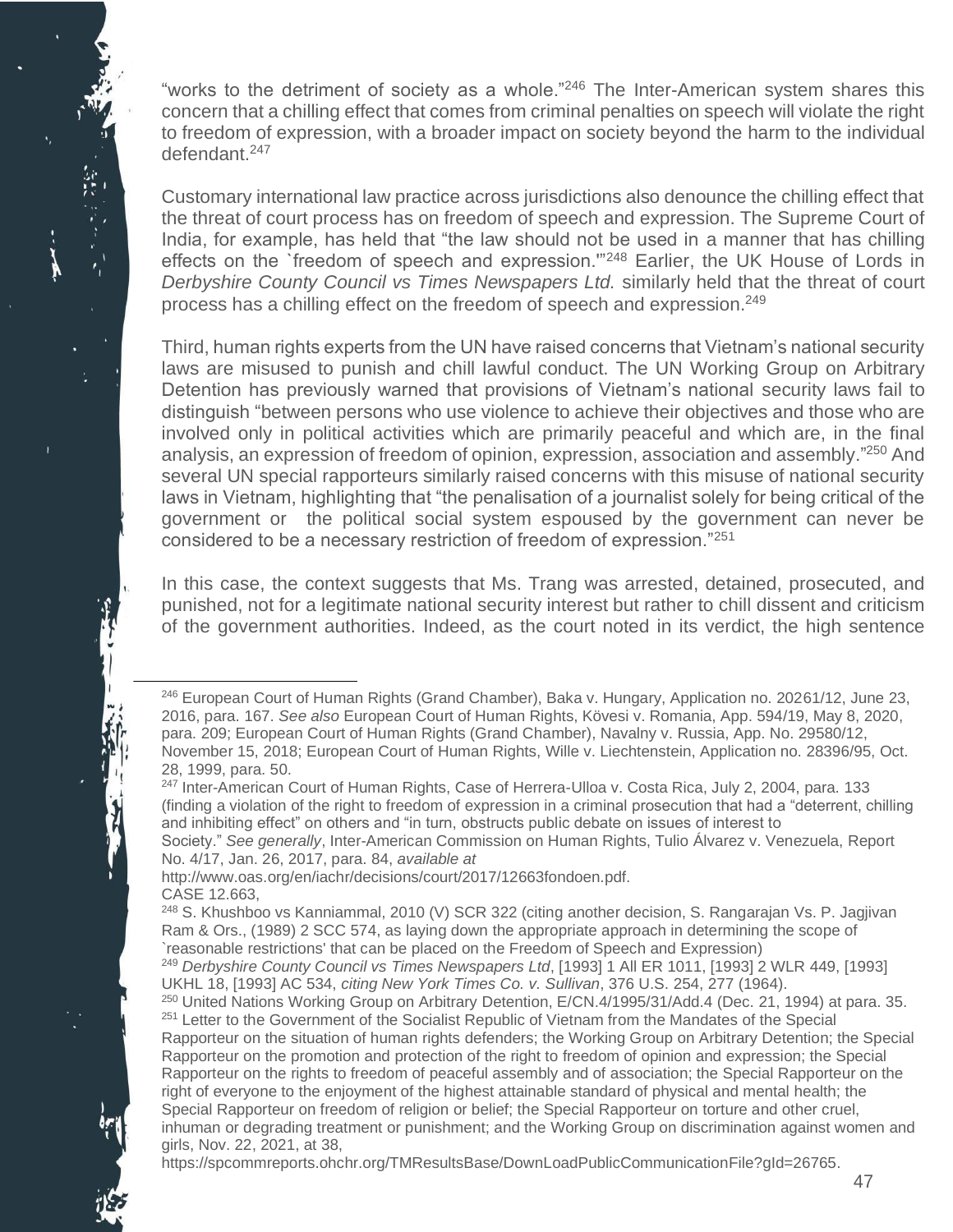"works to the detriment of society as a whole."[246] The Inter-American system shares this concern that a chilling effect that comes from criminal penalties on speech will violate the right to freedom of expression, with a broader impact on society beyond the harm to the individual defendant.[247]

Customary international law practice across jurisdictions also denounce the chilling effect that the threat of court process has on freedom of speech and expression. The Supreme Court of India, for example, has held that "the law should not be used in a manner that has chilling effects on the `freedom of speech and expression.'"[248] Earlier, the UK House of Lords in *Derbyshire County Council vs Times Newspapers Ltd.* similarly held that the threat of court process has a chilling effect on the freedom of speech and expression.[249]

Third, human rights experts from the UN have raised concerns that Vietnam's national security laws are misused to punish and chill lawful conduct. The UN Working Group on Arbitrary Detention has previously warned that provisions of Vietnam's national security laws fail to distinguish "between persons who use violence to achieve their objectives and those who are involved only in political activities which are primarily peaceful and which are, in the final analysis, an expression of freedom of opinion, expression, association and assembly."[250] And several UN special rapporteurs similarly raised concerns with this misuse of national security laws in Vietnam, highlighting that "the penalisation of a journalist solely for being critical of the government or the political social system espoused by the government can never be considered to be a necessary restriction of freedom of expression."[251]

In this case, the context suggests that Ms. Trang was arrested, detained, prosecuted, and punished, not for a legitimate national security interest but rather to chill dissent and criticism of the government authorities. Indeed, as the court noted in its verdict, the high sentence

---

[246] European Court of Human Rights (Grand Chamber), Baka v. Hungary, Application no. 20261/12, June 23, 2016, para. 167. *See also* European Court of Human Rights, Kövesi v. Romania, App. 594/19, May 8, 2020, para. 209; European Court of Human Rights (Grand Chamber), Navalny v. Russia, App. No. 29580/12, November 15, 2018; European Court of Human Rights, Wille v. Liechtenstein, Application no. 28396/95, Oct. 28, 1999, para. 50.

[247] Inter-American Court of Human Rights, Case of Herrera-Ulloa v. Costa Rica, July 2, 2004, para. 133 (finding a violation of the right to freedom of expression in a criminal prosecution that had a "deterrent, chilling and inhibiting effect" on others and "in turn, obstructs public debate on issues of interest to Society." *See generally*, Inter-American Commission on Human Rights, Tulio Álvarez v. Venezuela, Report No. 4/17, Jan. 26, 2017, para. 84, *available at* http://www.oas.org/en/iachr/decisions/court/2017/12663fondoen.pdf. CASE 12.663,

[248] S. Khushboo vs Kanniammal, 2010 (V) SCR 322 (citing another decision, S. Rangarajan Vs. P. Jagjivan Ram & Ors., (1989) 2 SCC 574, as laying down the appropriate approach in determining the scope of `reasonable restrictions' that can be placed on the Freedom of Speech and Expression)

[249] *Derbyshire County Council vs Times Newspapers Ltd*, [1993] 1 All ER 1011, [1993] 2 WLR 449, [1993] UKHL 18, [1993] AC 534, *citing New York Times Co. v. Sullivan*, 376 U.S. 254, 277 (1964).

[250] United Nations Working Group on Arbitrary Detention, E/CN.4/1995/31/Add.4 (Dec. 21, 1994) at para. 35.

[251] Letter to the Government of the Socialist Republic of Vietnam from the Mandates of the Special Rapporteur on the situation of human rights defenders; the Working Group on Arbitrary Detention; the Special Rapporteur on the promotion and protection of the right to freedom of opinion and expression; the Special Rapporteur on the rights to freedom of peaceful assembly and of association; the Special Rapporteur on the right of everyone to the enjoyment of the highest attainable standard of physical and mental health; the Special Rapporteur on freedom of religion or belief; the Special Rapporteur on torture and other cruel, inhuman or degrading treatment or punishment; and the Working Group on discrimination against women and girls, Nov. 22, 2021, at 38, https://spcommreports.ohchr.org/TMResultsBase/DownLoadPublicCommunicationFile?gId=26765.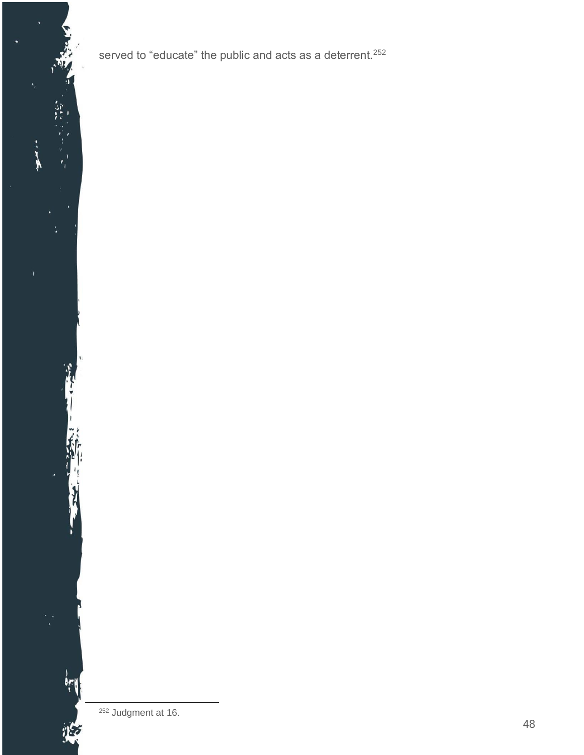served to “educate” the public and acts as a deterrent.[252]

[252] Judgment at 16.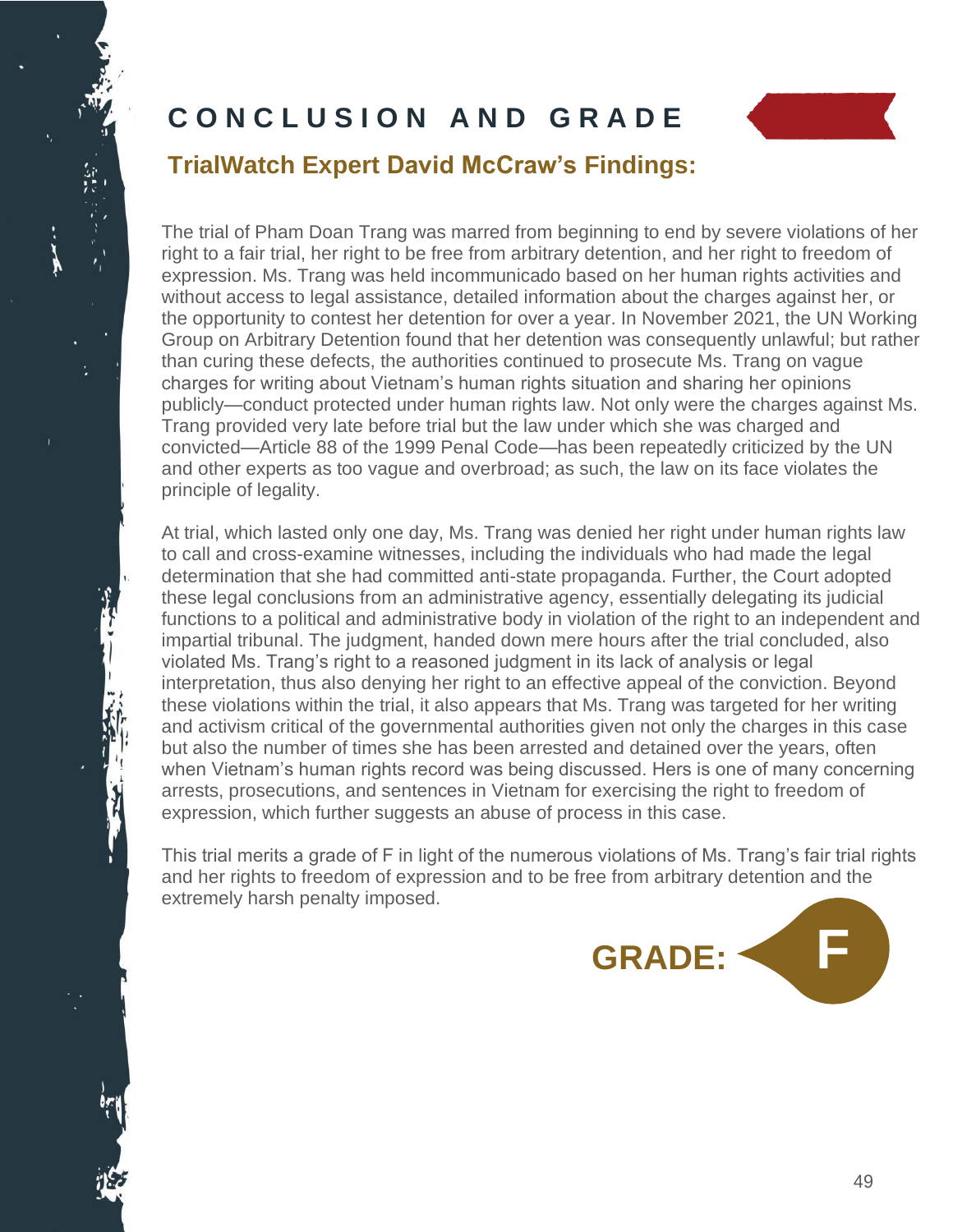# CONCLUSION AND GRADE

## TrialWatch Expert David McCraw's Findings:

The trial of Pham Doan Trang was marred from beginning to end by severe violations of her right to a fair trial, her right to be free from arbitrary detention, and her right to freedom of expression. Ms. Trang was held incommunicado based on her human rights activities and without access to legal assistance, detailed information about the charges against her, or the opportunity to contest her detention for over a year. In November 2021, the UN Working Group on Arbitrary Detention found that her detention was consequently unlawful; but rather than curing these defects, the authorities continued to prosecute Ms. Trang on vague charges for writing about Vietnam's human rights situation and sharing her opinions publicly—conduct protected under human rights law. Not only were the charges against Ms. Trang provided very late before trial but the law under which she was charged and convicted—Article 88 of the 1999 Penal Code—has been repeatedly criticized by the UN and other experts as too vague and overbroad; as such, the law on its face violates the principle of legality.

At trial, which lasted only one day, Ms. Trang was denied her right under human rights law to call and cross-examine witnesses, including the individuals who had made the legal determination that she had committed anti-state propaganda. Further, the Court adopted these legal conclusions from an administrative agency, essentially delegating its judicial functions to a political and administrative body in violation of the right to an independent and impartial tribunal. The judgment, handed down mere hours after the trial concluded, also violated Ms. Trang's right to a reasoned judgment in its lack of analysis or legal interpretation, thus also denying her right to an effective appeal of the conviction. Beyond these violations within the trial, it also appears that Ms. Trang was targeted for her writing and activism critical of the governmental authorities given not only the charges in this case but also the number of times she has been arrested and detained over the years, often when Vietnam's human rights record was being discussed. Hers is one of many concerning arrests, prosecutions, and sentences in Vietnam for exercising the right to freedom of expression, which further suggests an abuse of process in this case.

This trial merits a grade of F in light of the numerous violations of Ms. Trang's fair trial rights and her rights to freedom of expression and to be free from arbitrary detention and the extremely harsh penalty imposed.

**GRADE: F**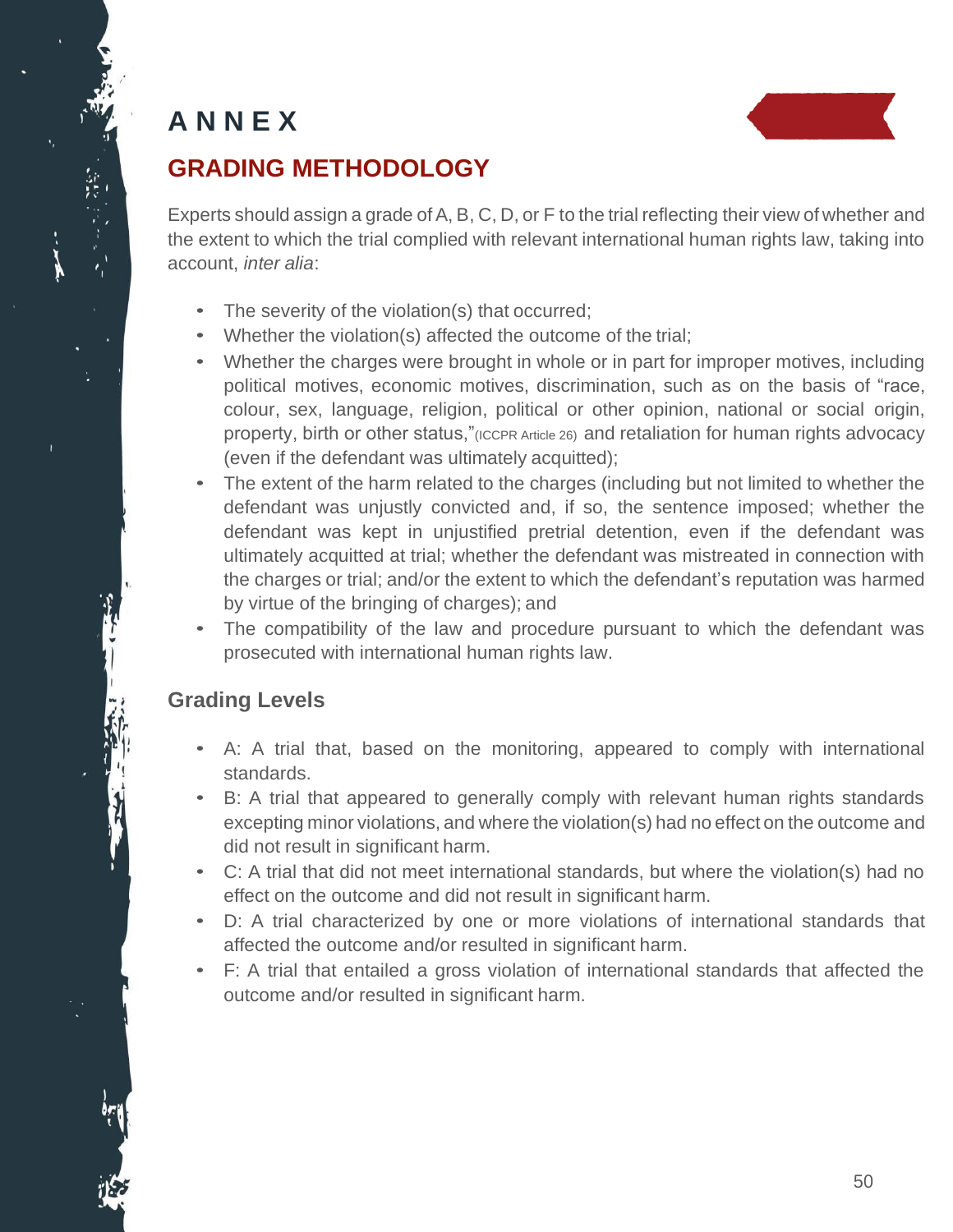# ANNEX

## GRADING METHODOLOGY

Experts should assign a grade of A, B, C, D, or F to the trial reflecting their view of whether and the extent to which the trial complied with relevant international human rights law, taking into account, *inter alia*:

- The severity of the violation(s) that occurred;
- Whether the violation(s) affected the outcome of the trial;
- Whether the charges were brought in whole or in part for improper motives, including political motives, economic motives, discrimination, such as on the basis of "race, colour, sex, language, religion, political or other opinion, national or social origin, property, birth or other status," (ICCPR Article 26) and retaliation for human rights advocacy (even if the defendant was ultimately acquitted);
- The extent of the harm related to the charges (including but not limited to whether the defendant was unjustly convicted and, if so, the sentence imposed; whether the defendant was kept in unjustified pretrial detention, even if the defendant was ultimately acquitted at trial; whether the defendant was mistreated in connection with the charges or trial; and/or the extent to which the defendant's reputation was harmed by virtue of the bringing of charges); and
- The compatibility of the law and procedure pursuant to which the defendant was prosecuted with international human rights law.

### Grading Levels

- A: A trial that, based on the monitoring, appeared to comply with international standards.
- B: A trial that appeared to generally comply with relevant human rights standards excepting minor violations, and where the violation(s) had no effect on the outcome and did not result in significant harm.
- C: A trial that did not meet international standards, but where the violation(s) had no effect on the outcome and did not result in significant harm.
- D: A trial characterized by one or more violations of international standards that affected the outcome and/or resulted in significant harm.
- F: A trial that entailed a gross violation of international standards that affected the outcome and/or resulted in significant harm.